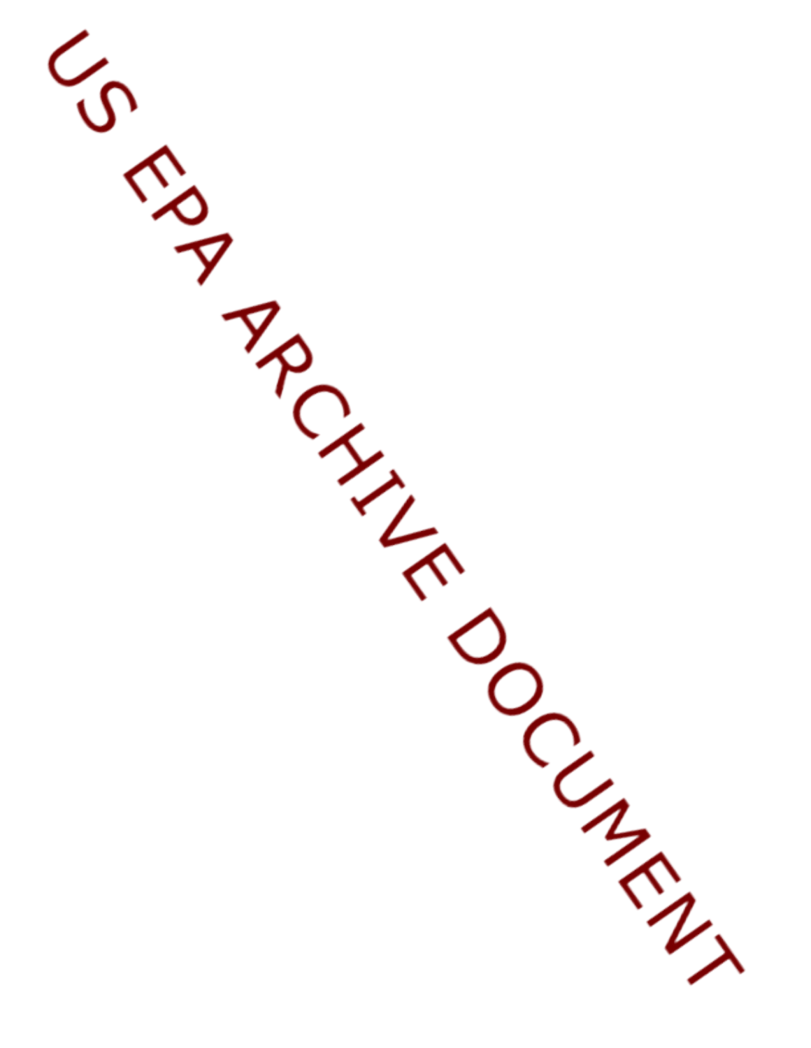US EPA ARCHIVE DOCUMENT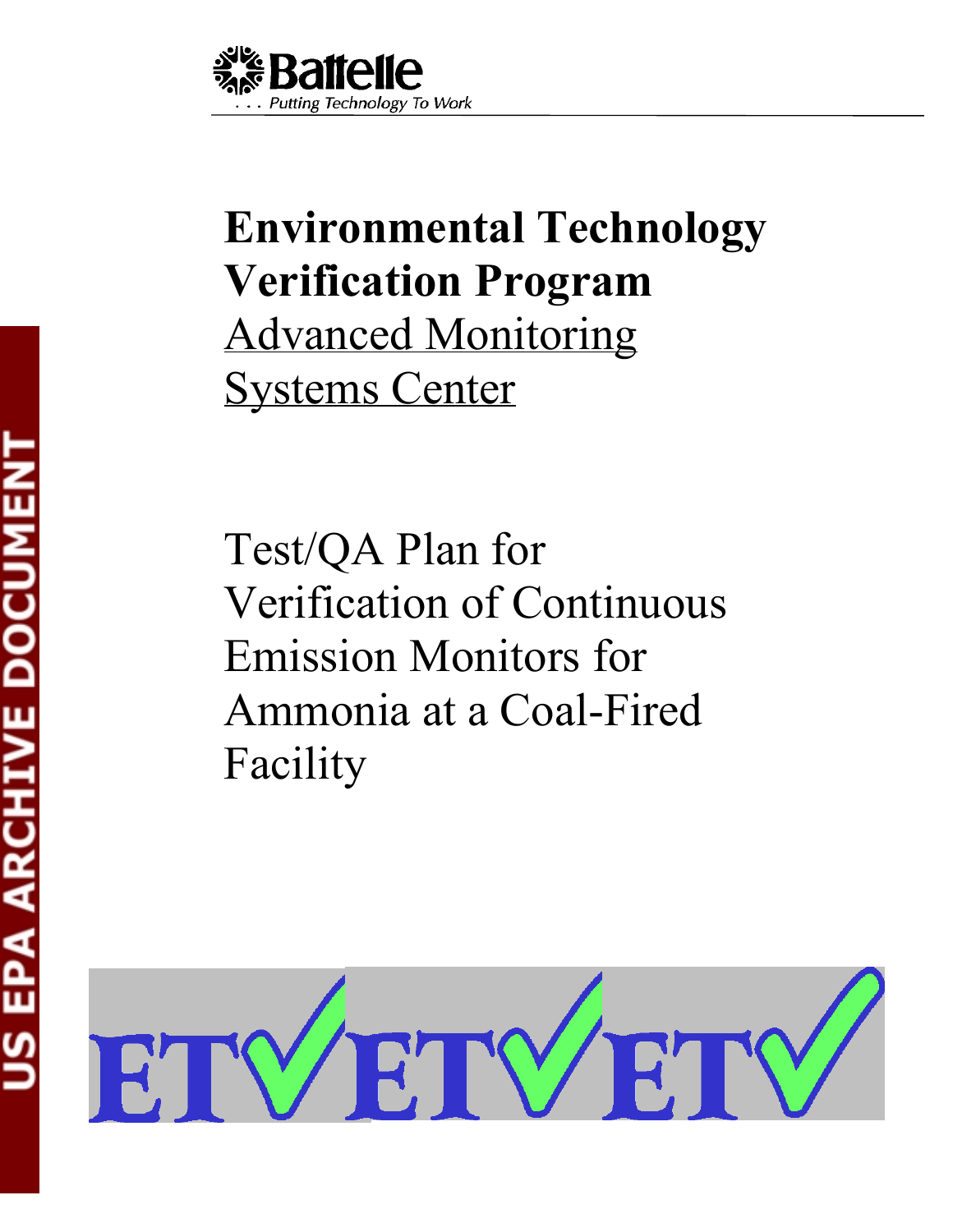**Battelle**

*. . . Putting Technology To Work*

# Environmental Technology Verification Program

Advanced Monitoring Systems Center

Test/QA Plan for Verification of Continuous Emission Monitors for Ammonia at a Coal-Fired Facility

US EPA ARCHIVE DOCUMENT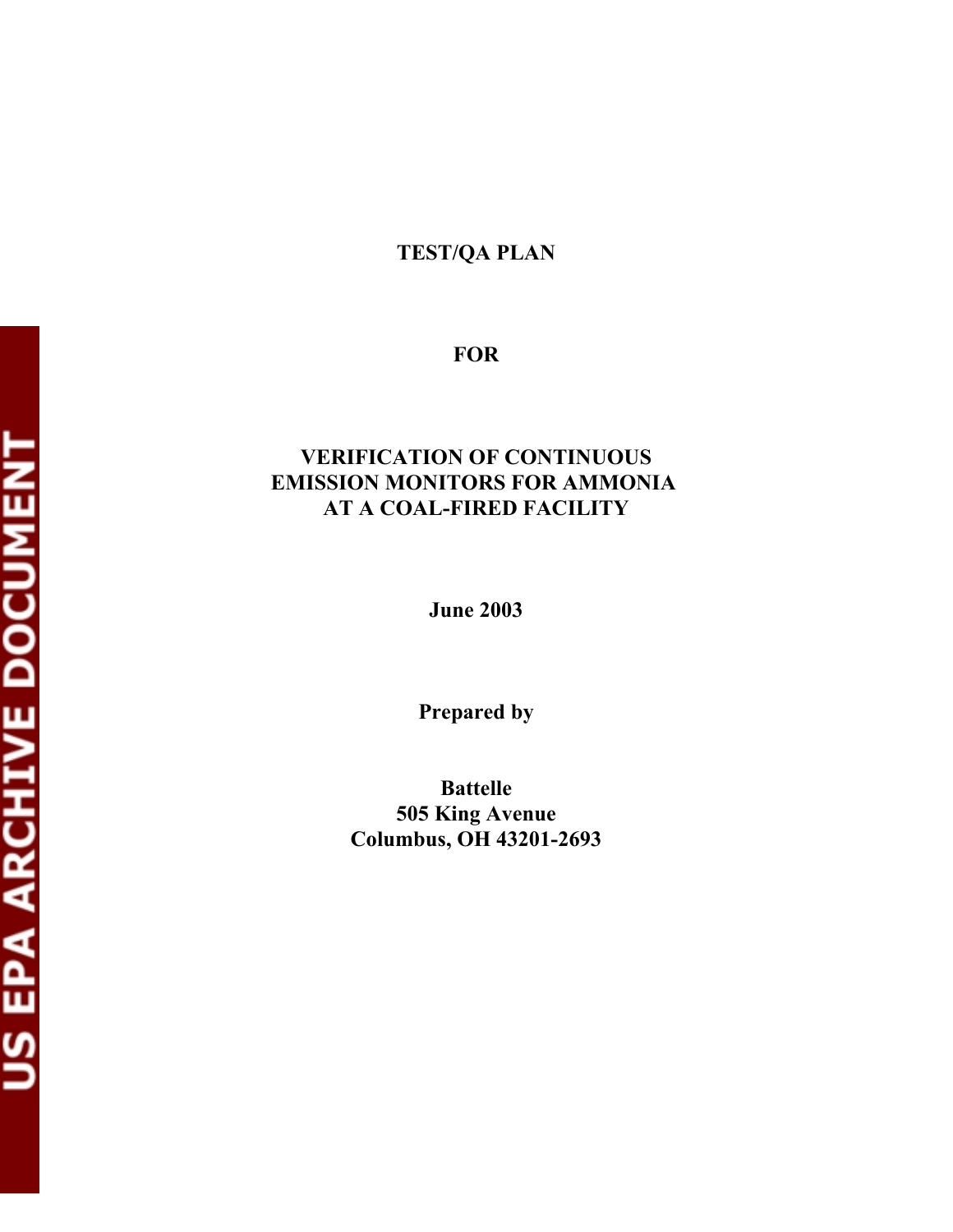**TEST/QA PLAN**

**FOR**

**VERIFICATION OF CONTINUOUS EMISSION MONITORS FOR AMMONIA AT A COAL-FIRED FACILITY**

**June 2003**

**Prepared by**

**Battelle**
**505 King Avenue**
**Columbus, OH 43201-2693**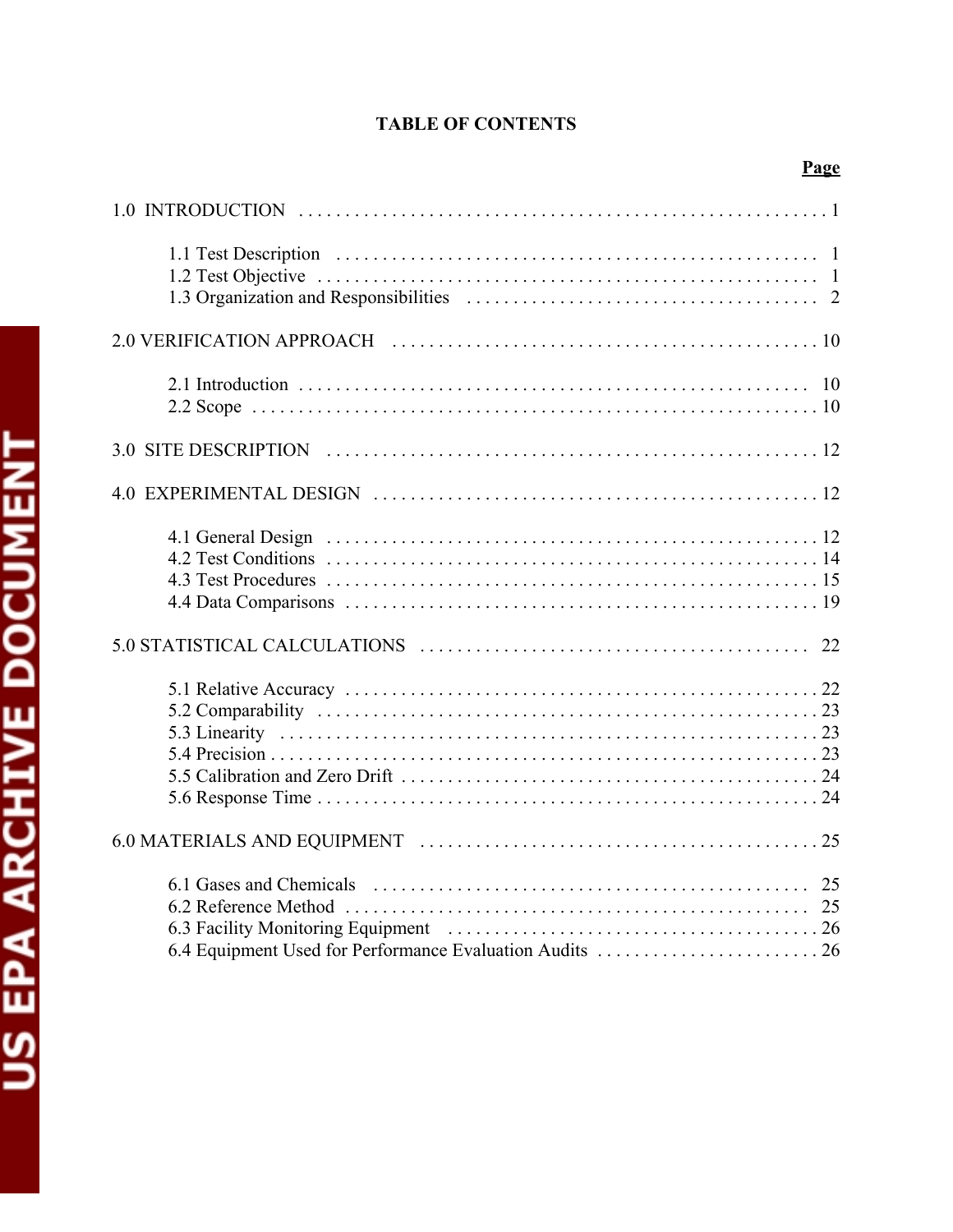# TABLE OF CONTENTS

| | Page |
|---|---|
| 1.0 INTRODUCTION | 1 |
| 1.1 Test Description | 1 |
| 1.2 Test Objective | 1 |
| 1.3 Organization and Responsibilities | 2 |
| 2.0 VERIFICATION APPROACH | 10 |
| 2.1 Introduction | 10 |
| 2.2 Scope | 10 |
| 3.0 SITE DESCRIPTION | 12 |
| 4.0 EXPERIMENTAL DESIGN | 12 |
| 4.1 General Design | 12 |
| 4.2 Test Conditions | 14 |
| 4.3 Test Procedures | 15 |
| 4.4 Data Comparisons | 19 |
| 5.0 STATISTICAL CALCULATIONS | 22 |
| 5.1 Relative Accuracy | 22 |
| 5.2 Comparability | 23 |
| 5.3 Linearity | 23 |
| 5.4 Precision | 23 |
| 5.5 Calibration and Zero Drift | 24 |
| 5.6 Response Time | 24 |
| 6.0 MATERIALS AND EQUIPMENT | 25 |
| 6.1 Gases and Chemicals | 25 |
| 6.2 Reference Method | 25 |
| 6.3 Facility Monitoring Equipment | 26 |
| 6.4 Equipment Used for Performance Evaluation Audits | 26 |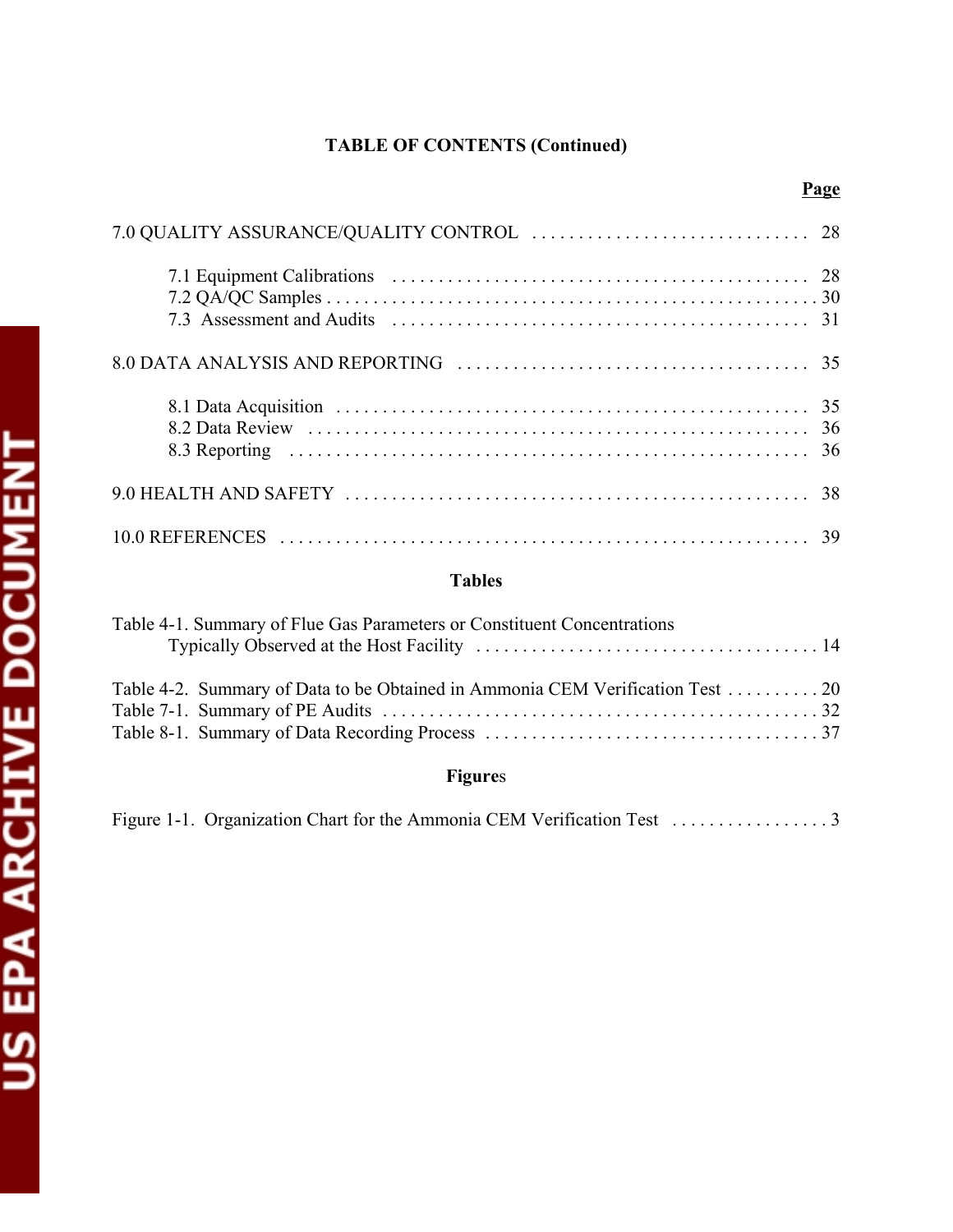**TABLE OF CONTENTS (Continued)**

| | Page |
|---|---|
| 7.0 QUALITY ASSURANCE/QUALITY CONTROL | 28 |
| 7.1 Equipment Calibrations | 28 |
| 7.2 QA/QC Samples | 30 |
| 7.3 Assessment and Audits | 31 |
| 8.0 DATA ANALYSIS AND REPORTING | 35 |
| 8.1 Data Acquisition | 35 |
| 8.2 Data Review | 36 |
| 8.3 Reporting | 36 |
| 9.0 HEALTH AND SAFETY | 38 |
| 10.0 REFERENCES | 39 |

**Tables**

| | |
|---|---|
| Table 4-1. Summary of Flue Gas Parameters or Constituent Concentrations Typically Observed at the Host Facility | 14 |
| Table 4-2. Summary of Data to be Obtained in Ammonia CEM Verification Test | 20 |
| Table 7-1. Summary of PE Audits | 32 |
| Table 8-1. Summary of Data Recording Process | 37 |

**Figures**

| | |
|---|---|
| Figure 1-1. Organization Chart for the Ammonia CEM Verification Test | 3 |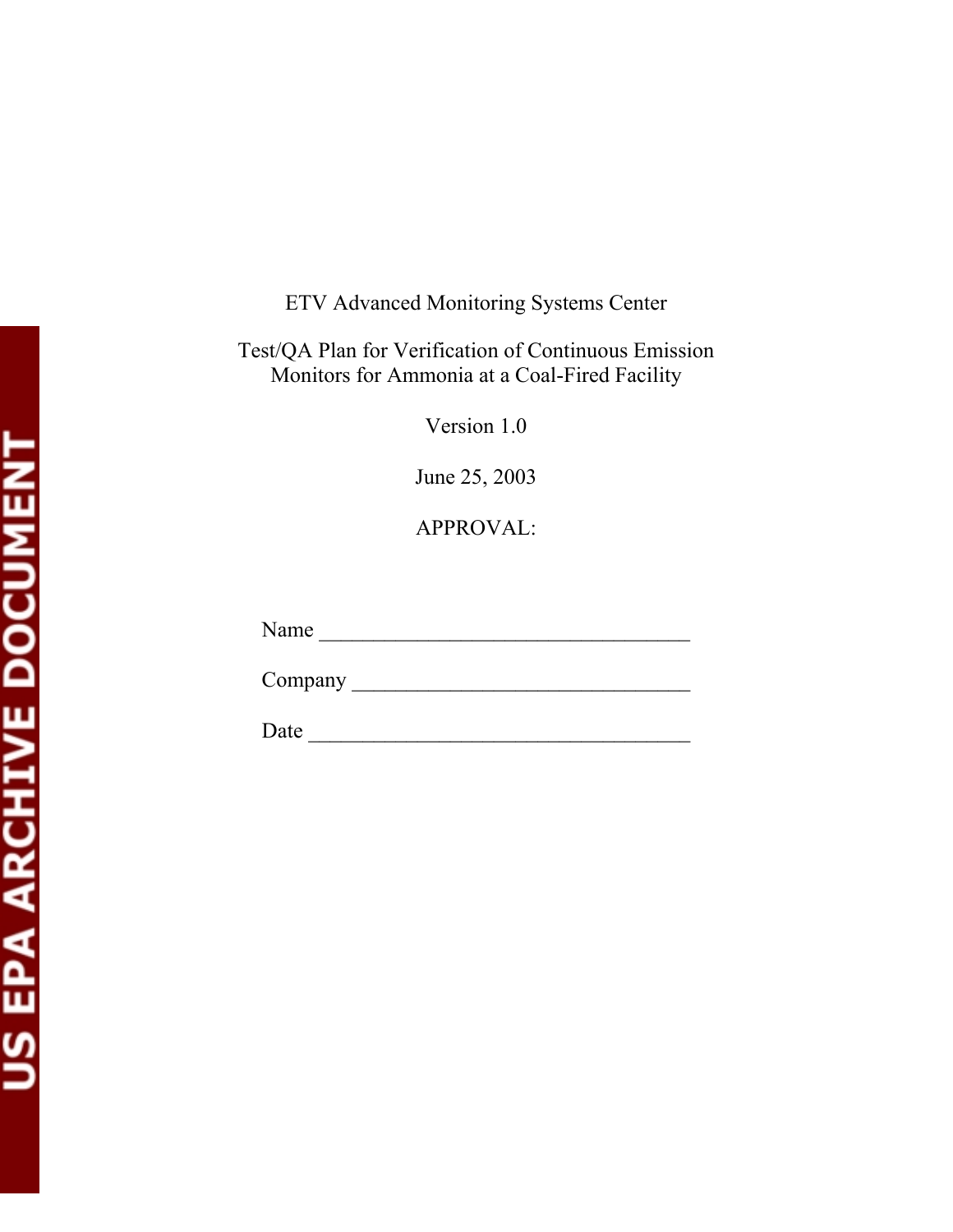ETV Advanced Monitoring Systems Center

Test/QA Plan for Verification of Continuous Emission Monitors for Ammonia at a Coal-Fired Facility

Version 1.0

June 25, 2003

APPROVAL:

Name ___________________________________

Company ________________________________

Date ____________________________________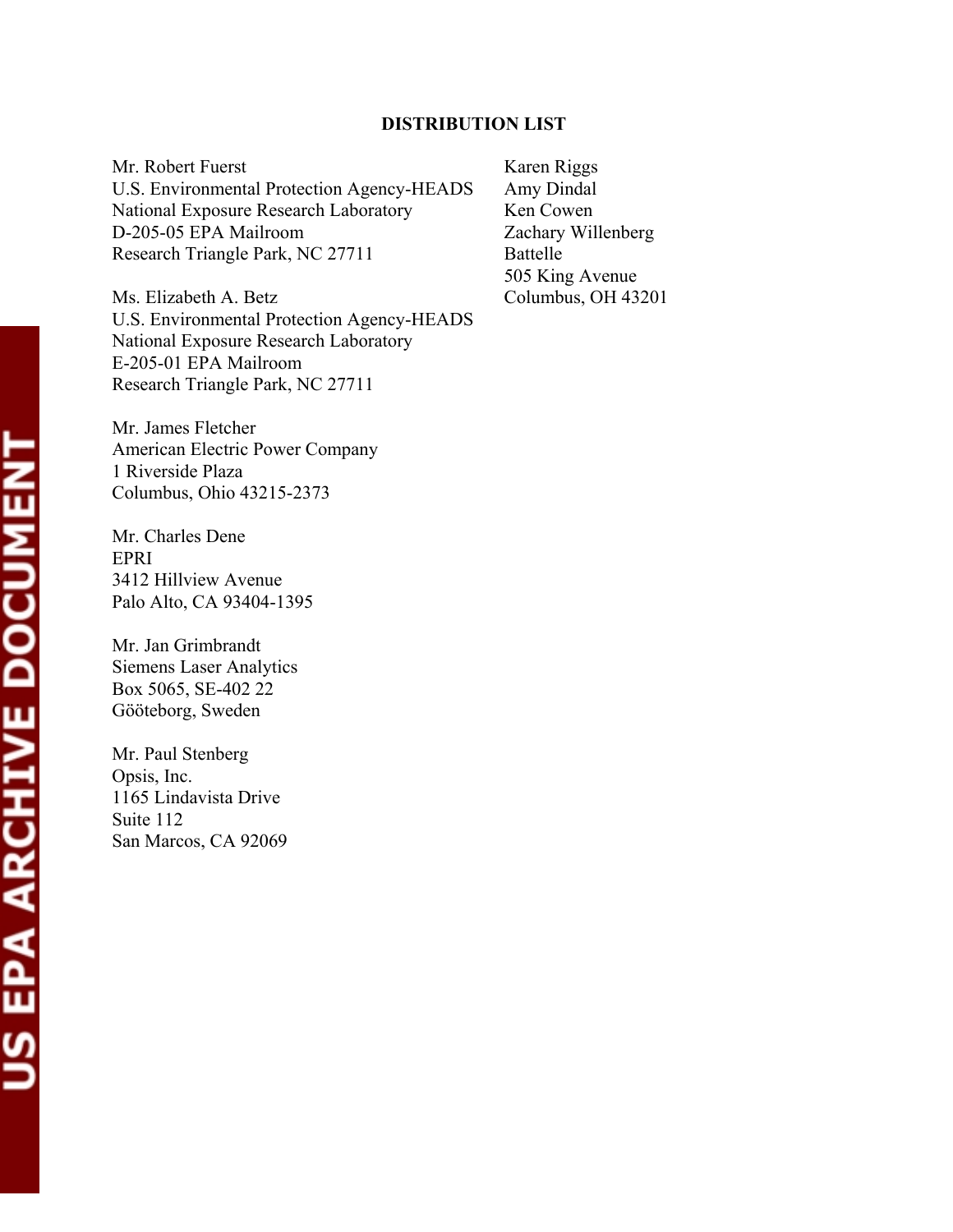## DISTRIBUTION LIST

Mr. Robert Fuerst
U.S. Environmental Protection Agency-HEADS
National Exposure Research Laboratory
D-205-05 EPA Mailroom
Research Triangle Park, NC 27711

Ms. Elizabeth A. Betz
U.S. Environmental Protection Agency-HEADS
National Exposure Research Laboratory
E-205-01 EPA Mailroom
Research Triangle Park, NC 27711

Mr. James Fletcher
American Electric Power Company
1 Riverside Plaza
Columbus, Ohio 43215-2373

Mr. Charles Dene
EPRI
3412 Hillview Avenue
Palo Alto, CA 93404-1395

Mr. Jan Grimbrandt
Siemens Laser Analytics
Box 5065, SE-402 22
Gööteborg, Sweden

Mr. Paul Stenberg
Opsis, Inc.
1165 Lindavista Drive
Suite 112
San Marcos, CA 92069

Karen Riggs
Amy Dindal
Ken Cowen
Zachary Willenberg
Battelle
505 King Avenue
Columbus, OH 43201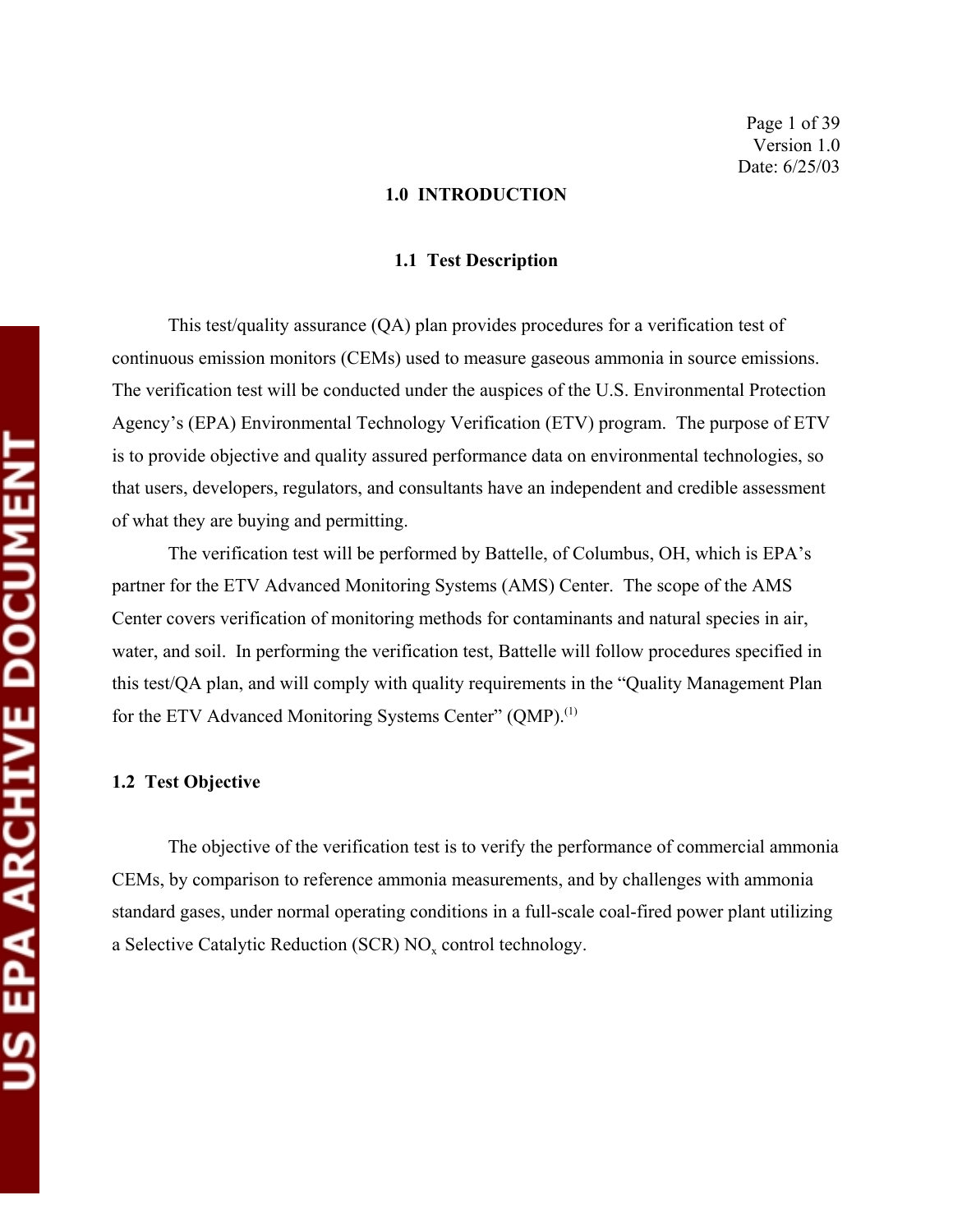# 1.0 INTRODUCTION

## 1.1 Test Description

This test/quality assurance (QA) plan provides procedures for a verification test of continuous emission monitors (CEMs) used to measure gaseous ammonia in source emissions. The verification test will be conducted under the auspices of the U.S. Environmental Protection Agency's (EPA) Environmental Technology Verification (ETV) program. The purpose of ETV is to provide objective and quality assured performance data on environmental technologies, so that users, developers, regulators, and consultants have an independent and credible assessment of what they are buying and permitting.

The verification test will be performed by Battelle, of Columbus, OH, which is EPA's partner for the ETV Advanced Monitoring Systems (AMS) Center. The scope of the AMS Center covers verification of monitoring methods for contaminants and natural species in air, water, and soil. In performing the verification test, Battelle will follow procedures specified in this test/QA plan, and will comply with quality requirements in the "Quality Management Plan for the ETV Advanced Monitoring Systems Center" (QMP).[1]

## 1.2 Test Objective

The objective of the verification test is to verify the performance of commercial ammonia CEMs, by comparison to reference ammonia measurements, and by challenges with ammonia standard gases, under normal operating conditions in a full-scale coal-fired power plant utilizing a Selective Catalytic Reduction (SCR) $NO_x$ control technology.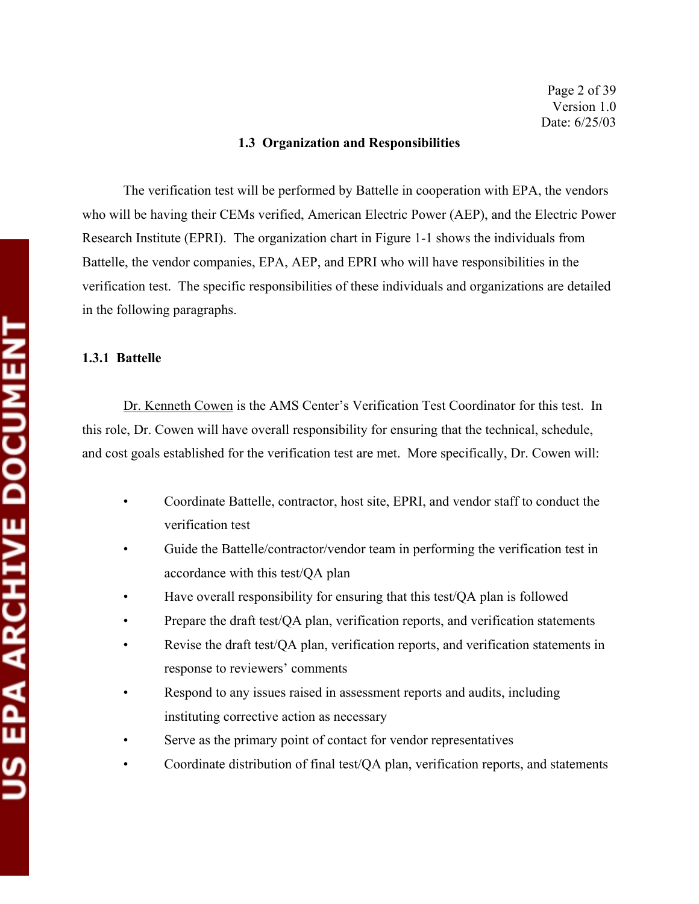### 1.3 Organization and Responsibilities

The verification test will be performed by Battelle in cooperation with EPA, the vendors who will be having their CEMs verified, American Electric Power (AEP), and the Electric Power Research Institute (EPRI). The organization chart in Figure 1-1 shows the individuals from Battelle, the vendor companies, EPA, AEP, and EPRI who will have responsibilities in the verification test. The specific responsibilities of these individuals and organizations are detailed in the following paragraphs.

#### 1.3.1 Battelle

Dr. Kenneth Cowen is the AMS Center's Verification Test Coordinator for this test. In this role, Dr. Cowen will have overall responsibility for ensuring that the technical, schedule, and cost goals established for the verification test are met. More specifically, Dr. Cowen will:

- Coordinate Battelle, contractor, host site, EPRI, and vendor staff to conduct the verification test
- Guide the Battelle/contractor/vendor team in performing the verification test in accordance with this test/QA plan
- Have overall responsibility for ensuring that this test/QA plan is followed
- Prepare the draft test/QA plan, verification reports, and verification statements
- Revise the draft test/QA plan, verification reports, and verification statements in response to reviewers' comments
- Respond to any issues raised in assessment reports and audits, including instituting corrective action as necessary
- Serve as the primary point of contact for vendor representatives
- Coordinate distribution of final test/QA plan, verification reports, and statements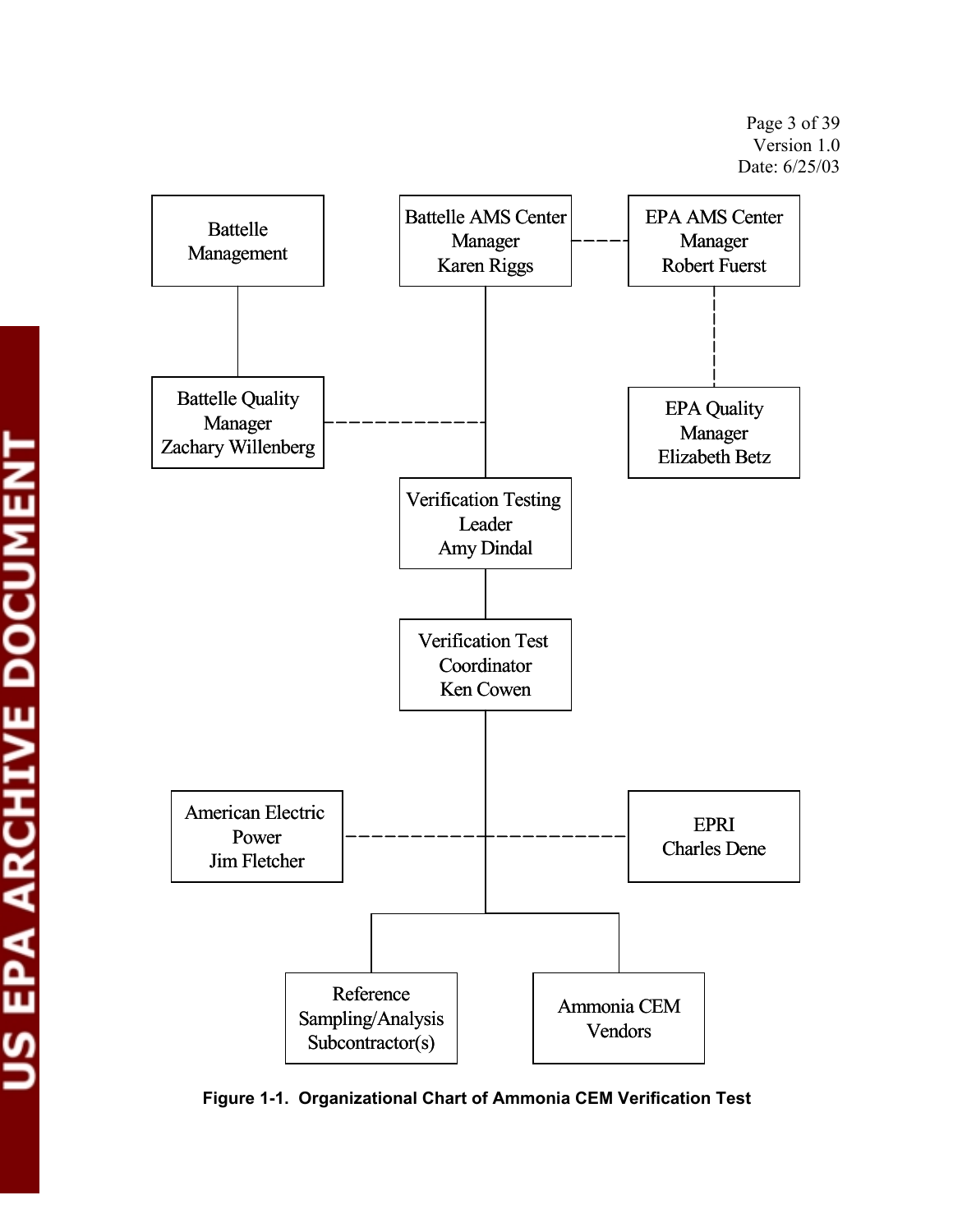Battelle Management

Battelle AMS Center Manager
Karen Riggs

EPA AMS Center Manager
Robert Fuerst

Battelle Quality Manager
Zachary Willenberg

EPA Quality Manager
Elizabeth Betz

Verification Testing Leader
Amy Dindal

Verification Test Coordinator
Ken Cowen

American Electric Power
Jim Fletcher

EPRI
Charles Dene

Reference Sampling/Analysis Subcontractor(s)

Ammonia CEM Vendors

**Figure 1-1. Organizational Chart of Ammonia CEM Verification Test**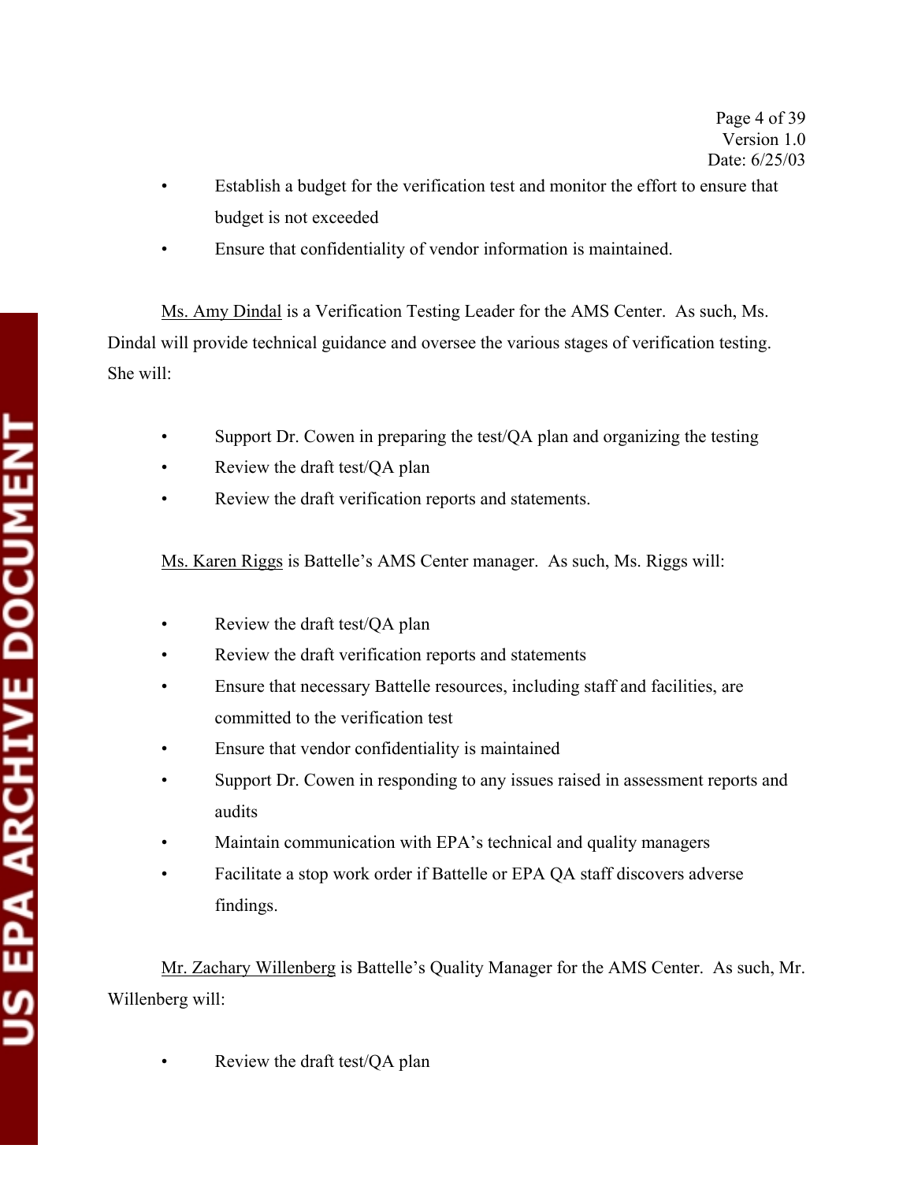- Establish a budget for the verification test and monitor the effort to ensure that budget is not exceeded
- Ensure that confidentiality of vendor information is maintained.

Ms. Amy Dindal is a Verification Testing Leader for the AMS Center. As such, Ms. Dindal will provide technical guidance and oversee the various stages of verification testing. She will:

- Support Dr. Cowen in preparing the test/QA plan and organizing the testing
- Review the draft test/QA plan
- Review the draft verification reports and statements.

Ms. Karen Riggs is Battelle's AMS Center manager. As such, Ms. Riggs will:

- Review the draft test/QA plan
- Review the draft verification reports and statements
- Ensure that necessary Battelle resources, including staff and facilities, are committed to the verification test
- Ensure that vendor confidentiality is maintained
- Support Dr. Cowen in responding to any issues raised in assessment reports and audits
- Maintain communication with EPA's technical and quality managers
- Facilitate a stop work order if Battelle or EPA QA staff discovers adverse findings.

Mr. Zachary Willenberg is Battelle's Quality Manager for the AMS Center. As such, Mr. Willenberg will:

- Review the draft test/QA plan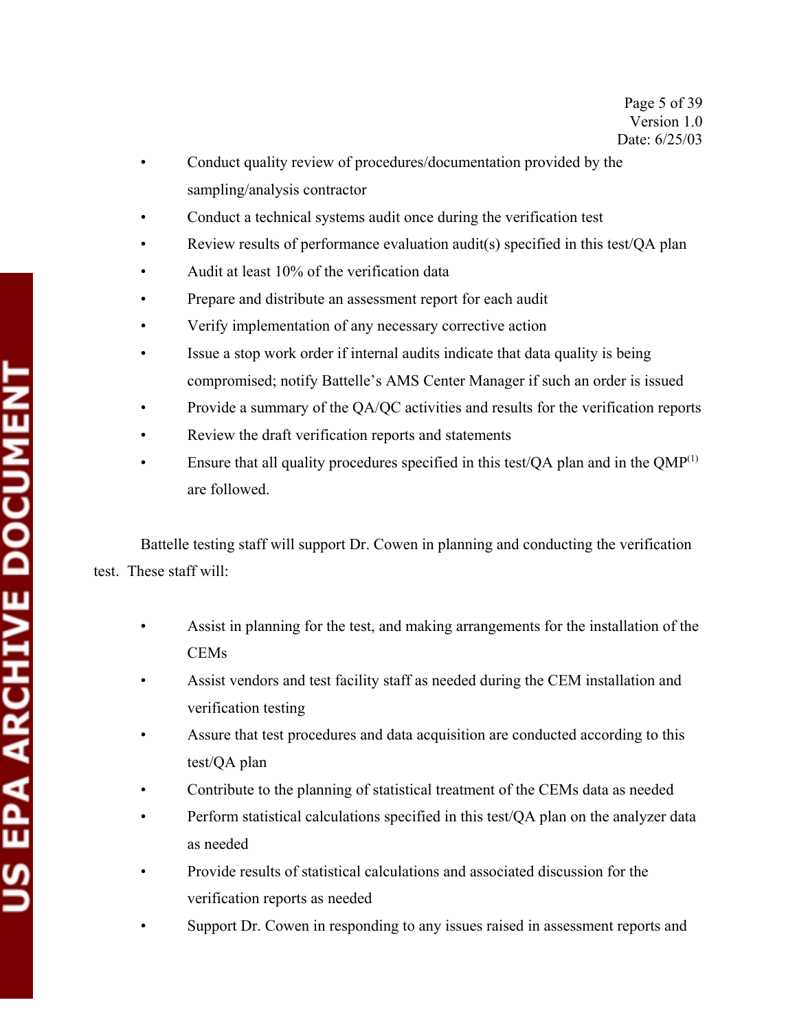- Conduct quality review of procedures/documentation provided by the sampling/analysis contractor
- Conduct a technical systems audit once during the verification test
- Review results of performance evaluation audit(s) specified in this test/QA plan
- Audit at least 10% of the verification data
- Prepare and distribute an assessment report for each audit
- Verify implementation of any necessary corrective action
- Issue a stop work order if internal audits indicate that data quality is being compromised; notify Battelle's AMS Center Manager if such an order is issued
- Provide a summary of the QA/QC activities and results for the verification reports
- Review the draft verification reports and statements
- Ensure that all quality procedures specified in this test/QA plan and in the QMP[1] are followed.

Battelle testing staff will support Dr. Cowen in planning and conducting the verification test. These staff will:

- Assist in planning for the test, and making arrangements for the installation of the CEMs
- Assist vendors and test facility staff as needed during the CEM installation and verification testing
- Assure that test procedures and data acquisition are conducted according to this test/QA plan
- Contribute to the planning of statistical treatment of the CEMs data as needed
- Perform statistical calculations specified in this test/QA plan on the analyzer data as needed
- Provide results of statistical calculations and associated discussion for the verification reports as needed
- Support Dr. Cowen in responding to any issues raised in assessment reports and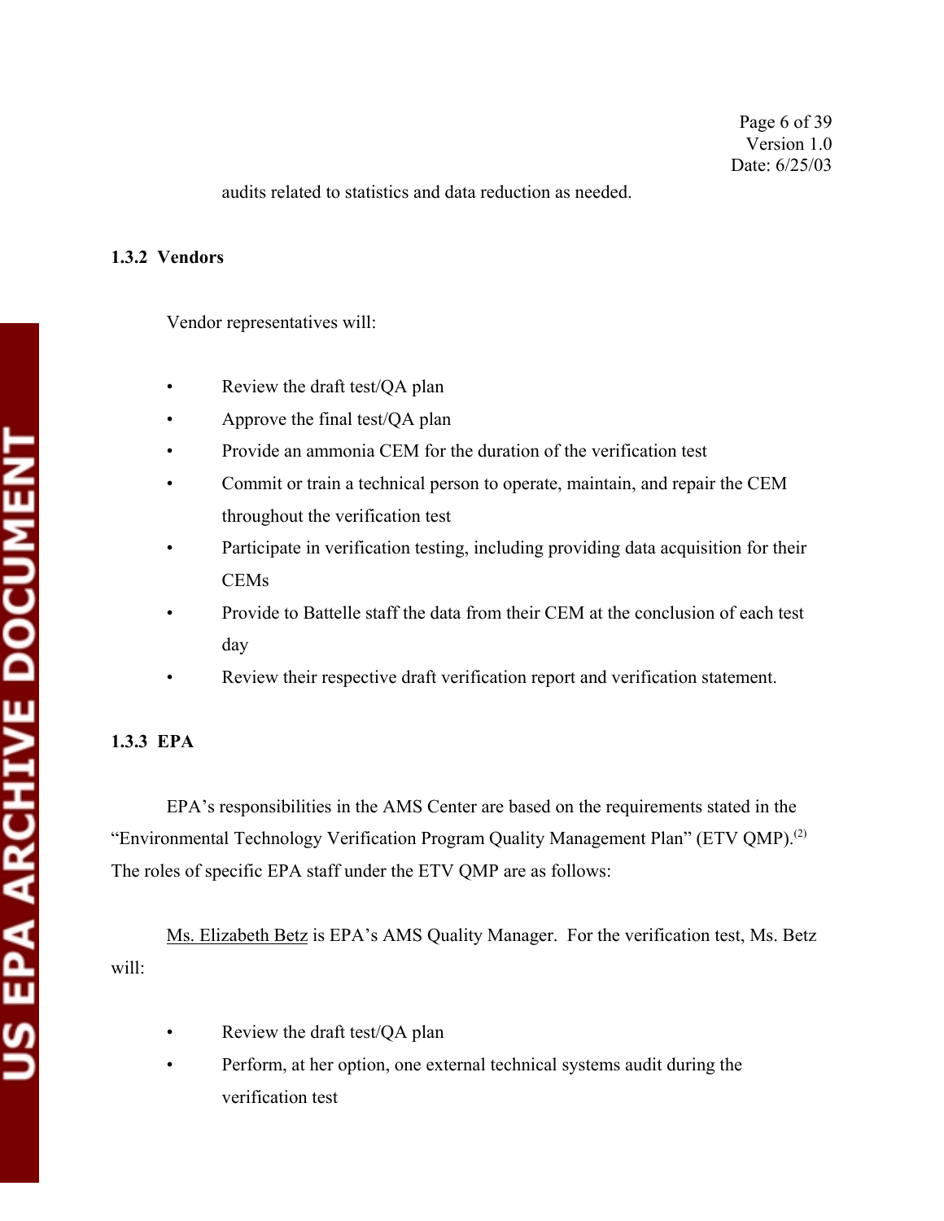audits related to statistics and data reduction as needed.

### 1.3.2 Vendors

Vendor representatives will:

- Review the draft test/QA plan
- Approve the final test/QA plan
- Provide an ammonia CEM for the duration of the verification test
- Commit or train a technical person to operate, maintain, and repair the CEM throughout the verification test
- Participate in verification testing, including providing data acquisition for their CEMs
- Provide to Battelle staff the data from their CEM at the conclusion of each test day
- Review their respective draft verification report and verification statement.

### 1.3.3 EPA

EPA's responsibilities in the AMS Center are based on the requirements stated in the "Environmental Technology Verification Program Quality Management Plan" (ETV QMP).[2] The roles of specific EPA staff under the ETV QMP are as follows:

Ms. Elizabeth Betz is EPA's AMS Quality Manager. For the verification test, Ms. Betz will:

- Review the draft test/QA plan
- Perform, at her option, one external technical systems audit during the verification test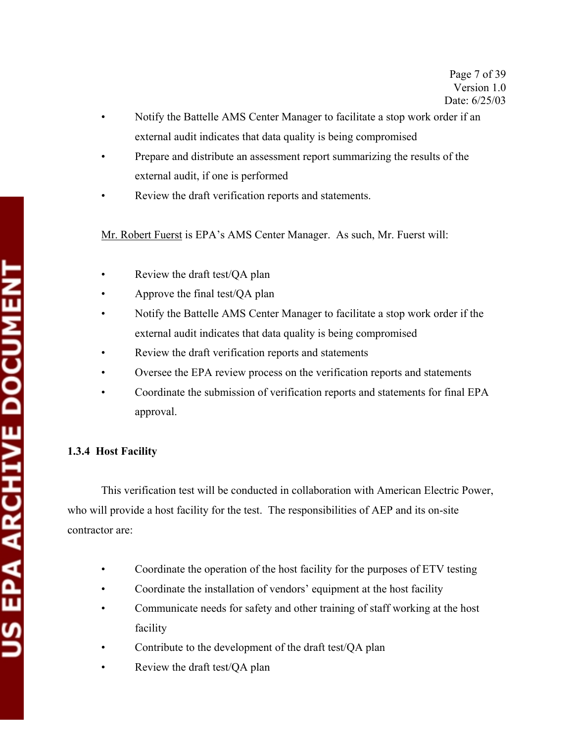- Notify the Battelle AMS Center Manager to facilitate a stop work order if an external audit indicates that data quality is being compromised
- Prepare and distribute an assessment report summarizing the results of the external audit, if one is performed
- Review the draft verification reports and statements.

Mr. Robert Fuerst is EPA's AMS Center Manager. As such, Mr. Fuerst will:

- Review the draft test/QA plan
- Approve the final test/QA plan
- Notify the Battelle AMS Center Manager to facilitate a stop work order if the external audit indicates that data quality is being compromised
- Review the draft verification reports and statements
- Oversee the EPA review process on the verification reports and statements
- Coordinate the submission of verification reports and statements for final EPA approval.

### 1.3.4 Host Facility

This verification test will be conducted in collaboration with American Electric Power, who will provide a host facility for the test. The responsibilities of AEP and its on-site contractor are:

- Coordinate the operation of the host facility for the purposes of ETV testing
- Coordinate the installation of vendors' equipment at the host facility
- Communicate needs for safety and other training of staff working at the host facility
- Contribute to the development of the draft test/QA plan
- Review the draft test/QA plan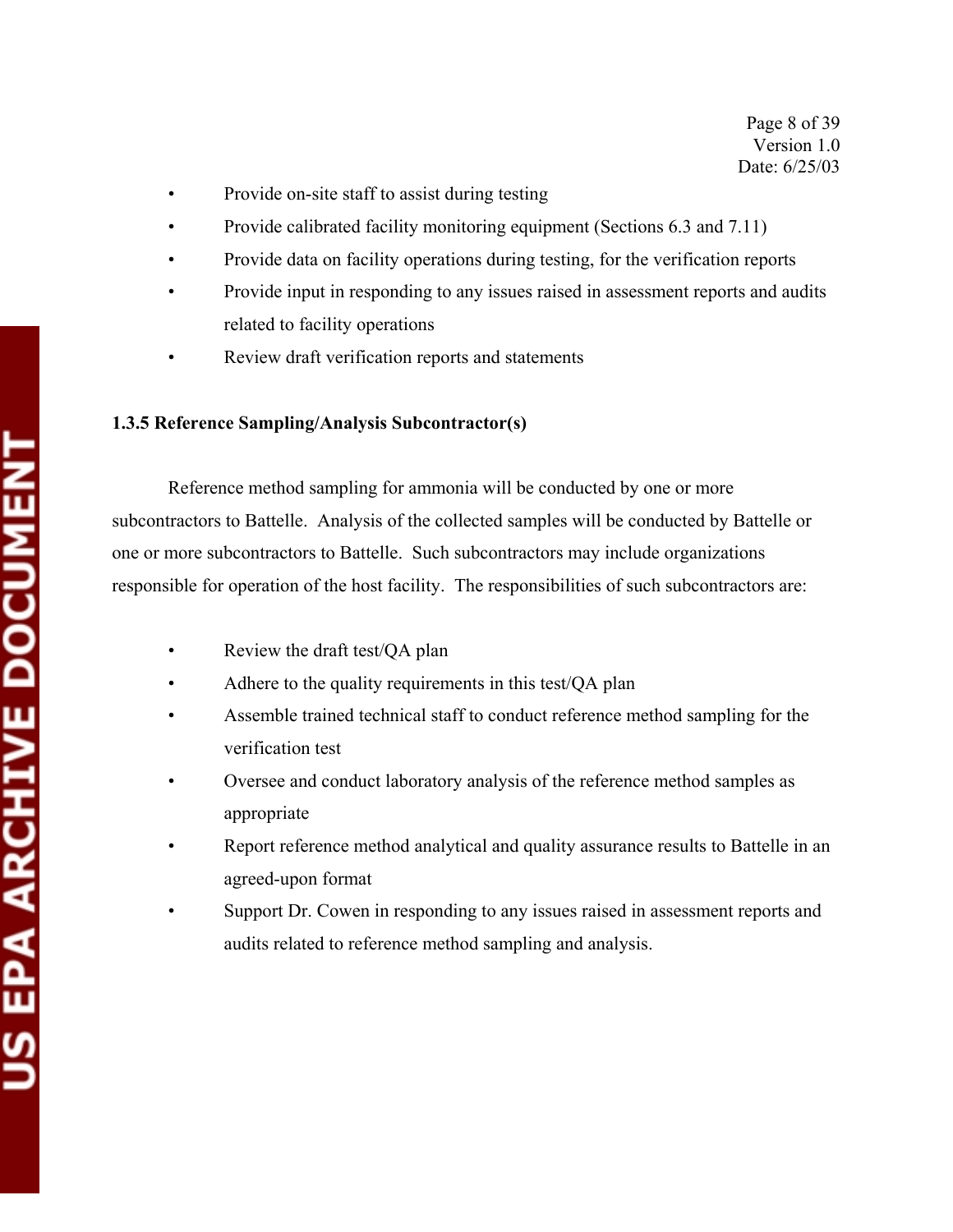- Provide on-site staff to assist during testing
- Provide calibrated facility monitoring equipment (Sections 6.3 and 7.11)
- Provide data on facility operations during testing, for the verification reports
- Provide input in responding to any issues raised in assessment reports and audits related to facility operations
- Review draft verification reports and statements

### 1.3.5 Reference Sampling/Analysis Subcontractor(s)

Reference method sampling for ammonia will be conducted by one or more subcontractors to Battelle. Analysis of the collected samples will be conducted by Battelle or one or more subcontractors to Battelle. Such subcontractors may include organizations responsible for operation of the host facility. The responsibilities of such subcontractors are:

- Review the draft test/QA plan
- Adhere to the quality requirements in this test/QA plan
- Assemble trained technical staff to conduct reference method sampling for the verification test
- Oversee and conduct laboratory analysis of the reference method samples as appropriate
- Report reference method analytical and quality assurance results to Battelle in an agreed-upon format
- Support Dr. Cowen in responding to any issues raised in assessment reports and audits related to reference method sampling and analysis.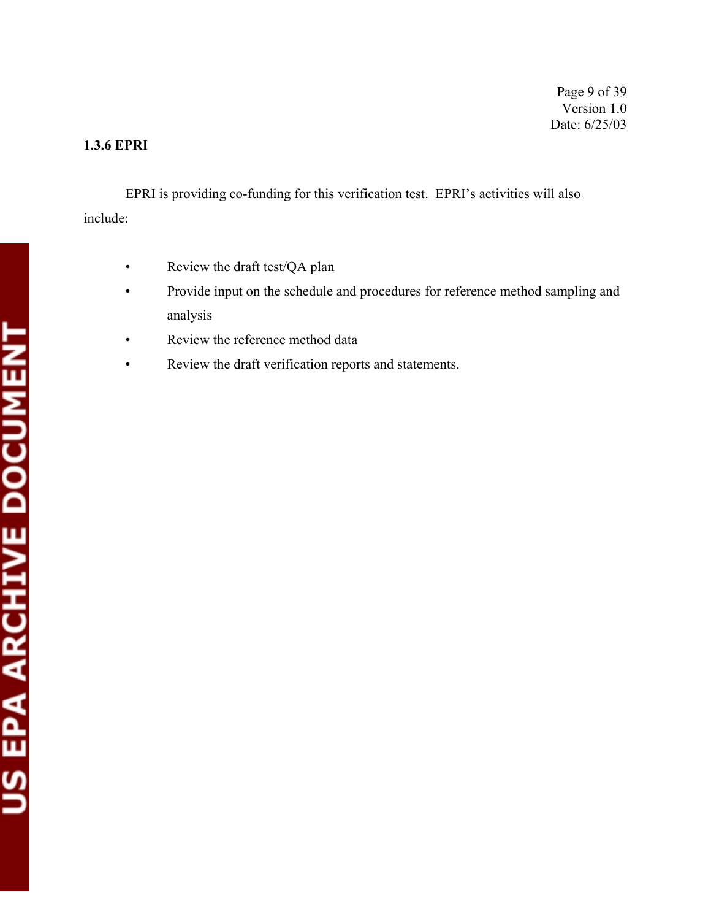### 1.3.6 EPRI

EPRI is providing co-funding for this verification test. EPRI's activities will also include:

- Review the draft test/QA plan
- Provide input on the schedule and procedures for reference method sampling and analysis
- Review the reference method data
- Review the draft verification reports and statements.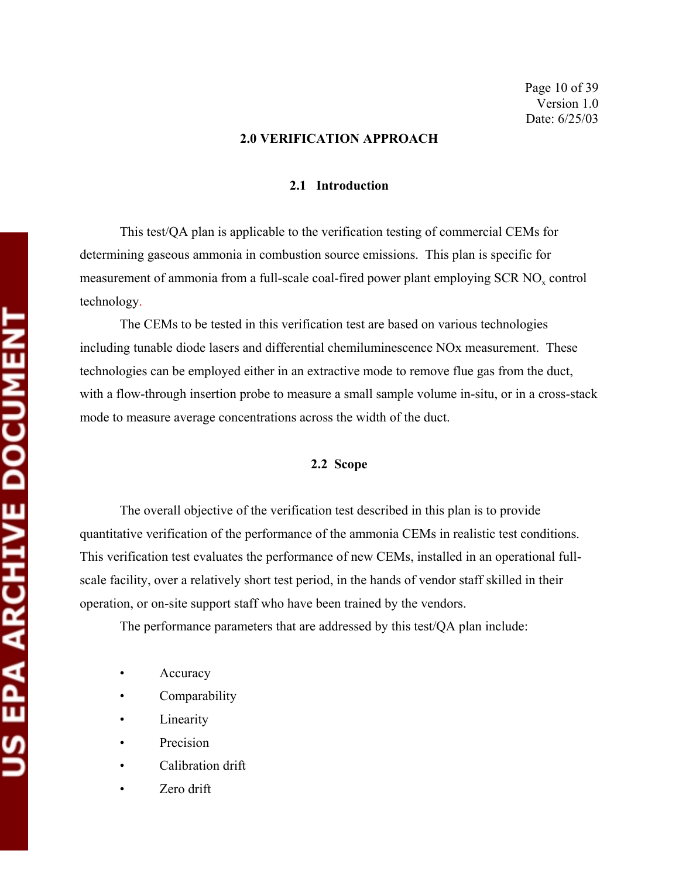## 2.0 VERIFICATION APPROACH

### 2.1 Introduction

This test/QA plan is applicable to the verification testing of commercial CEMs for determining gaseous ammonia in combustion source emissions. This plan is specific for measurement of ammonia from a full-scale coal-fired power plant employing SCR $NO_x$ control technology.

The CEMs to be tested in this verification test are based on various technologies including tunable diode lasers and differential chemiluminescence NOx measurement. These technologies can be employed either in an extractive mode to remove flue gas from the duct, with a flow-through insertion probe to measure a small sample volume in-situ, or in a cross-stack mode to measure average concentrations across the width of the duct.

### 2.2 Scope

The overall objective of the verification test described in this plan is to provide quantitative verification of the performance of the ammonia CEMs in realistic test conditions. This verification test evaluates the performance of new CEMs, installed in an operational full-scale facility, over a relatively short test period, in the hands of vendor staff skilled in their operation, or on-site support staff who have been trained by the vendors.

The performance parameters that are addressed by this test/QA plan include:

- Accuracy
- Comparability
- Linearity
- Precision
- Calibration drift
- Zero drift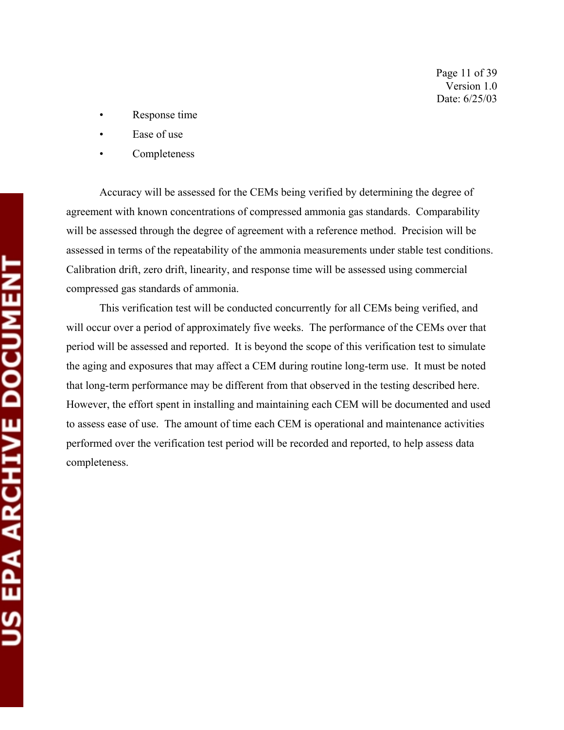- Response time
- Ease of use
- Completeness

Accuracy will be assessed for the CEMs being verified by determining the degree of agreement with known concentrations of compressed ammonia gas standards. Comparability will be assessed through the degree of agreement with a reference method. Precision will be assessed in terms of the repeatability of the ammonia measurements under stable test conditions. Calibration drift, zero drift, linearity, and response time will be assessed using commercial compressed gas standards of ammonia.

This verification test will be conducted concurrently for all CEMs being verified, and will occur over a period of approximately five weeks. The performance of the CEMs over that period will be assessed and reported. It is beyond the scope of this verification test to simulate the aging and exposures that may affect a CEM during routine long-term use. It must be noted that long-term performance may be different from that observed in the testing described here. However, the effort spent in installing and maintaining each CEM will be documented and used to assess ease of use. The amount of time each CEM is operational and maintenance activities performed over the verification test period will be recorded and reported, to help assess data completeness.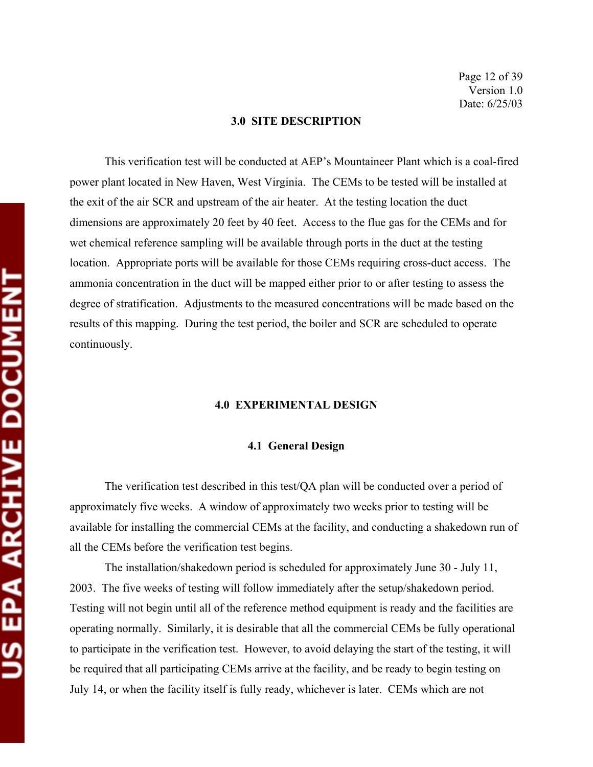## 3.0 SITE DESCRIPTION

This verification test will be conducted at AEP's Mountaineer Plant which is a coal-fired power plant located in New Haven, West Virginia. The CEMs to be tested will be installed at the exit of the air SCR and upstream of the air heater. At the testing location the duct dimensions are approximately 20 feet by 40 feet. Access to the flue gas for the CEMs and for wet chemical reference sampling will be available through ports in the duct at the testing location. Appropriate ports will be available for those CEMs requiring cross-duct access. The ammonia concentration in the duct will be mapped either prior to or after testing to assess the degree of stratification. Adjustments to the measured concentrations will be made based on the results of this mapping. During the test period, the boiler and SCR are scheduled to operate continuously.

## 4.0 EXPERIMENTAL DESIGN

### 4.1 General Design

The verification test described in this test/QA plan will be conducted over a period of approximately five weeks. A window of approximately two weeks prior to testing will be available for installing the commercial CEMs at the facility, and conducting a shakedown run of all the CEMs before the verification test begins.

The installation/shakedown period is scheduled for approximately June 30 - July 11, 2003. The five weeks of testing will follow immediately after the setup/shakedown period. Testing will not begin until all of the reference method equipment is ready and the facilities are operating normally. Similarly, it is desirable that all the commercial CEMs be fully operational to participate in the verification test. However, to avoid delaying the start of the testing, it will be required that all participating CEMs arrive at the facility, and be ready to begin testing on July 14, or when the facility itself is fully ready, whichever is later. CEMs which are not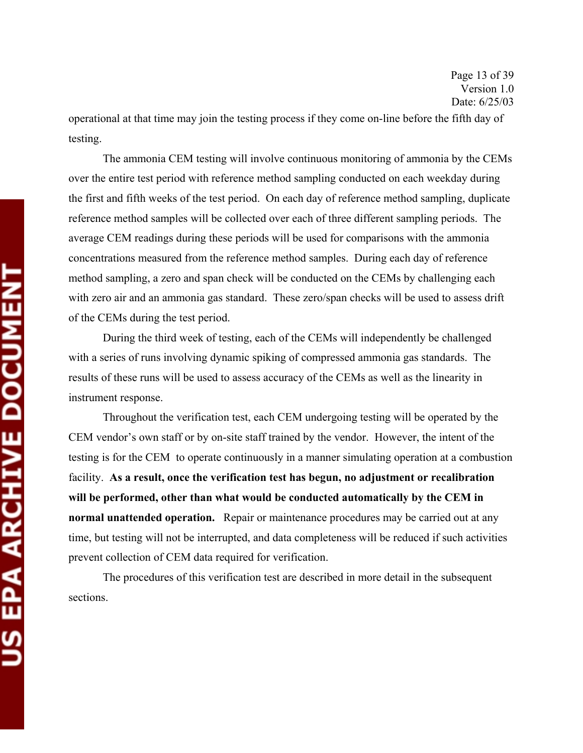operational at that time may join the testing process if they come on-line before the fifth day of testing.

The ammonia CEM testing will involve continuous monitoring of ammonia by the CEMs over the entire test period with reference method sampling conducted on each weekday during the first and fifth weeks of the test period. On each day of reference method sampling, duplicate reference method samples will be collected over each of three different sampling periods. The average CEM readings during these periods will be used for comparisons with the ammonia concentrations measured from the reference method samples. During each day of reference method sampling, a zero and span check will be conducted on the CEMs by challenging each with zero air and an ammonia gas standard. These zero/span checks will be used to assess drift of the CEMs during the test period.

During the third week of testing, each of the CEMs will independently be challenged with a series of runs involving dynamic spiking of compressed ammonia gas standards. The results of these runs will be used to assess accuracy of the CEMs as well as the linearity in instrument response.

Throughout the verification test, each CEM undergoing testing will be operated by the CEM vendor's own staff or by on-site staff trained by the vendor. However, the intent of the testing is for the CEM to operate continuously in a manner simulating operation at a combustion facility. **As a result, once the verification test has begun, no adjustment or recalibration will be performed, other than what would be conducted automatically by the CEM in normal unattended operation.** Repair or maintenance procedures may be carried out at any time, but testing will not be interrupted, and data completeness will be reduced if such activities prevent collection of CEM data required for verification.

The procedures of this verification test are described in more detail in the subsequent sections.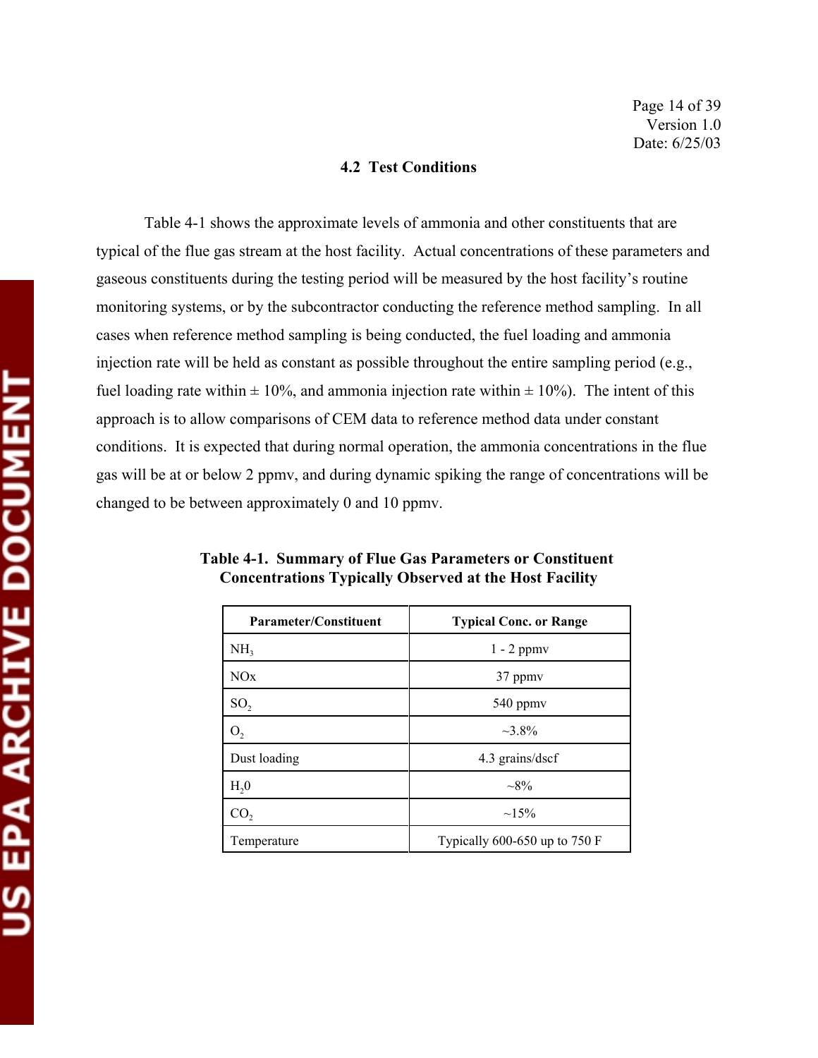### 4.2 Test Conditions

Table 4-1 shows the approximate levels of ammonia and other constituents that are typical of the flue gas stream at the host facility. Actual concentrations of these parameters and gaseous constituents during the testing period will be measured by the host facility's routine monitoring systems, or by the subcontractor conducting the reference method sampling. In all cases when reference method sampling is being conducted, the fuel loading and ammonia injection rate will be held as constant as possible throughout the entire sampling period (e.g., fuel loading rate within ± 10%, and ammonia injection rate within ± 10%). The intent of this approach is to allow comparisons of CEM data to reference method data under constant conditions. It is expected that during normal operation, the ammonia concentrations in the flue gas will be at or below 2 ppmv, and during dynamic spiking the range of concentrations will be changed to be between approximately 0 and 10 ppmv.

**Table 4-1. Summary of Flue Gas Parameters or Constituent Concentrations Typically Observed at the Host Facility**

| Parameter/Constituent | Typical Conc. or Range |
|---|---|
| $NH_3$ | 1 - 2 ppmv |
| NOx | 37 ppmv |
| $SO_2$ | 540 ppmv |
| $O_2$ | ~3.8% |
| Dust loading | 4.3 grains/dscf |
| $H_20$ | ~8% |
| $CO_2$ | ~15% |
| Temperature | Typically 600-650 up to 750 F |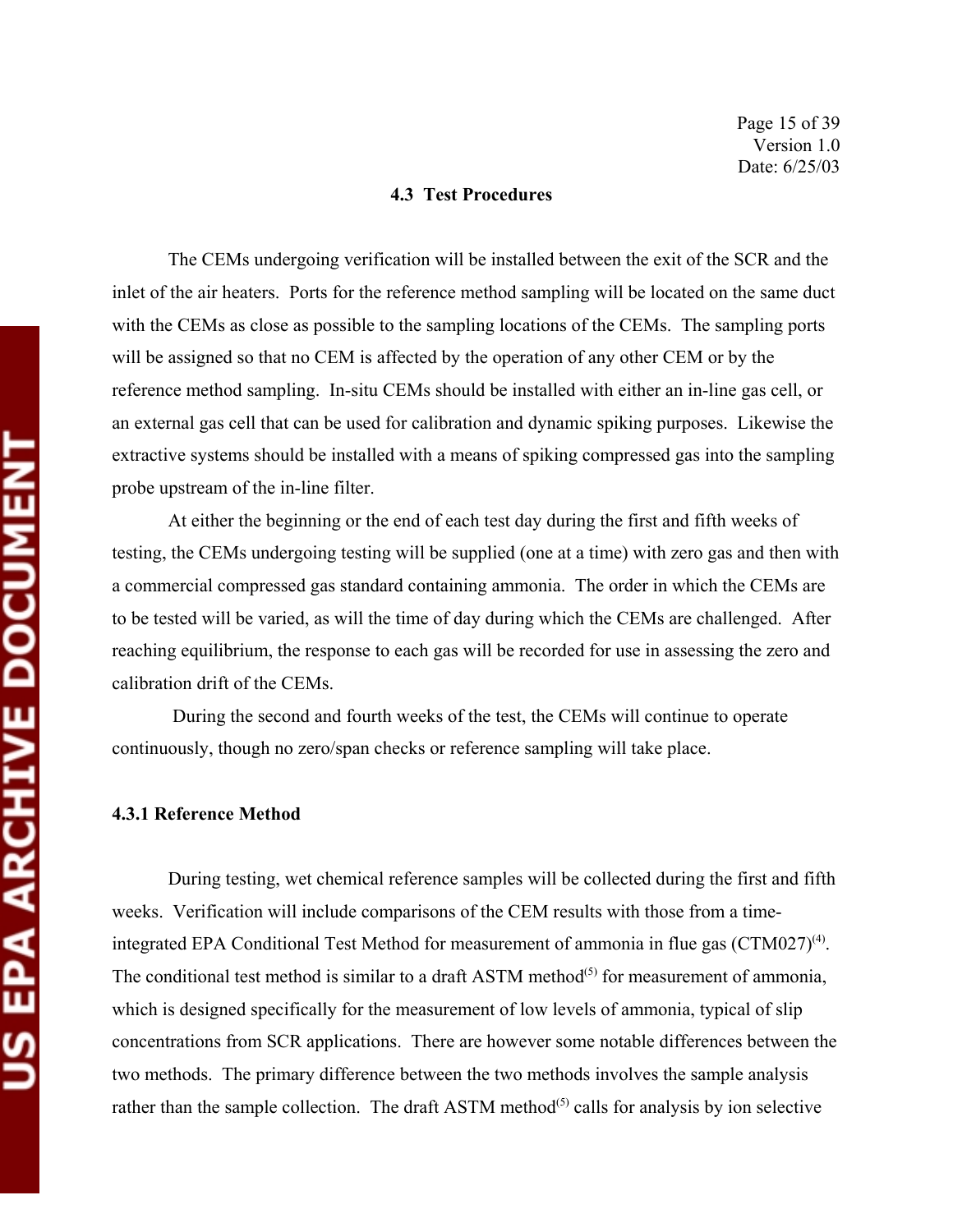### 4.3 Test Procedures

The CEMs undergoing verification will be installed between the exit of the SCR and the inlet of the air heaters. Ports for the reference method sampling will be located on the same duct with the CEMs as close as possible to the sampling locations of the CEMs. The sampling ports will be assigned so that no CEM is affected by the operation of any other CEM or by the reference method sampling. In-situ CEMs should be installed with either an in-line gas cell, or an external gas cell that can be used for calibration and dynamic spiking purposes. Likewise the extractive systems should be installed with a means of spiking compressed gas into the sampling probe upstream of the in-line filter.

At either the beginning or the end of each test day during the first and fifth weeks of testing, the CEMs undergoing testing will be supplied (one at a time) with zero gas and then with a commercial compressed gas standard containing ammonia. The order in which the CEMs are to be tested will be varied, as will the time of day during which the CEMs are challenged. After reaching equilibrium, the response to each gas will be recorded for use in assessing the zero and calibration drift of the CEMs.

During the second and fourth weeks of the test, the CEMs will continue to operate continuously, though no zero/span checks or reference sampling will take place.

#### 4.3.1 Reference Method

During testing, wet chemical reference samples will be collected during the first and fifth weeks. Verification will include comparisons of the CEM results with those from a time-integrated EPA Conditional Test Method for measurement of ammonia in flue gas (CTM027)[4]. The conditional test method is similar to a draft ASTM method[5] for measurement of ammonia, which is designed specifically for the measurement of low levels of ammonia, typical of slip concentrations from SCR applications. There are however some notable differences between the two methods. The primary difference between the two methods involves the sample analysis rather than the sample collection. The draft ASTM method[5] calls for analysis by ion selective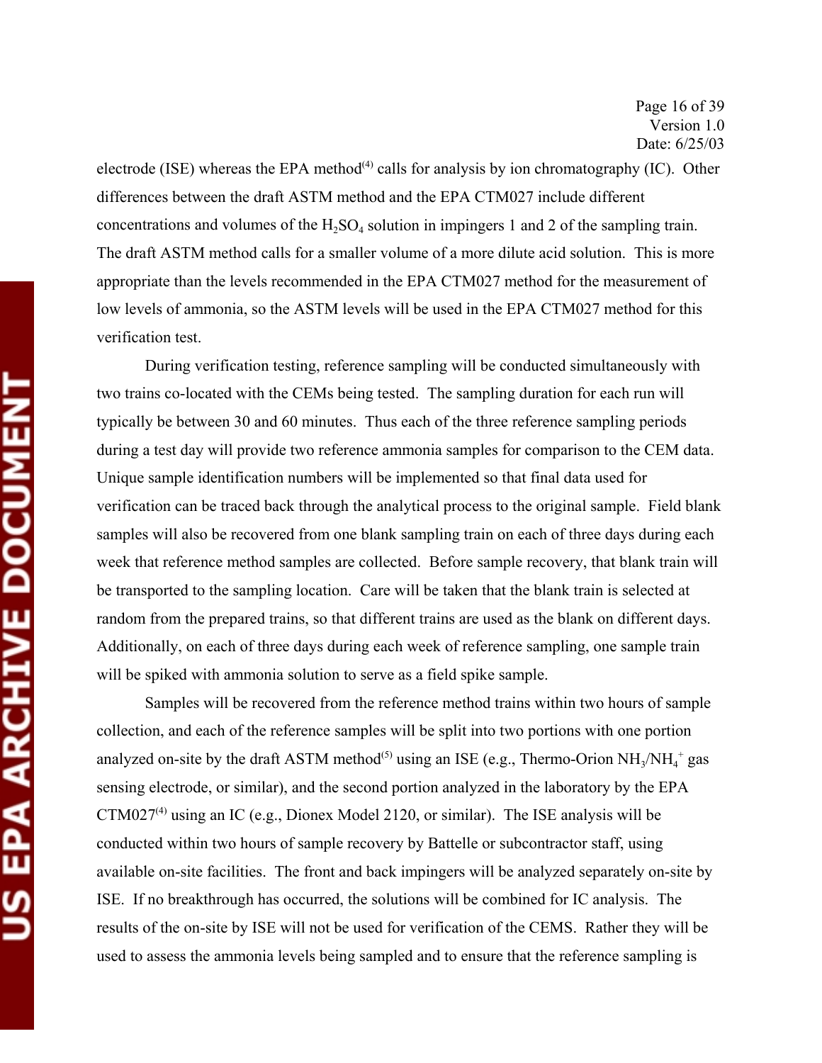electrode (ISE) whereas the EPA method[4] calls for analysis by ion chromatography (IC). Other differences between the draft ASTM method and the EPA CTM027 include different concentrations and volumes of the $H_2SO_4$ solution in impingers 1 and 2 of the sampling train. The draft ASTM method calls for a smaller volume of a more dilute acid solution. This is more appropriate than the levels recommended in the EPA CTM027 method for the measurement of low levels of ammonia, so the ASTM levels will be used in the EPA CTM027 method for this verification test.

During verification testing, reference sampling will be conducted simultaneously with two trains co-located with the CEMs being tested. The sampling duration for each run will typically be between 30 and 60 minutes. Thus each of the three reference sampling periods during a test day will provide two reference ammonia samples for comparison to the CEM data. Unique sample identification numbers will be implemented so that final data used for verification can be traced back through the analytical process to the original sample. Field blank samples will also be recovered from one blank sampling train on each of three days during each week that reference method samples are collected. Before sample recovery, that blank train will be transported to the sampling location. Care will be taken that the blank train is selected at random from the prepared trains, so that different trains are used as the blank on different days. Additionally, on each of three days during each week of reference sampling, one sample train will be spiked with ammonia solution to serve as a field spike sample.

Samples will be recovered from the reference method trains within two hours of sample collection, and each of the reference samples will be split into two portions with one portion analyzed on-site by the draft ASTM method[5] using an ISE (e.g., Thermo-Orion $NH_3/NH_4^+$ gas sensing electrode, or similar), and the second portion analyzed in the laboratory by the EPA CTM027[4] using an IC (e.g., Dionex Model 2120, or similar). The ISE analysis will be conducted within two hours of sample recovery by Battelle or subcontractor staff, using available on-site facilities. The front and back impingers will be analyzed separately on-site by ISE. If no breakthrough has occurred, the solutions will be combined for IC analysis. The results of the on-site by ISE will not be used for verification of the CEMS. Rather they will be used to assess the ammonia levels being sampled and to ensure that the reference sampling is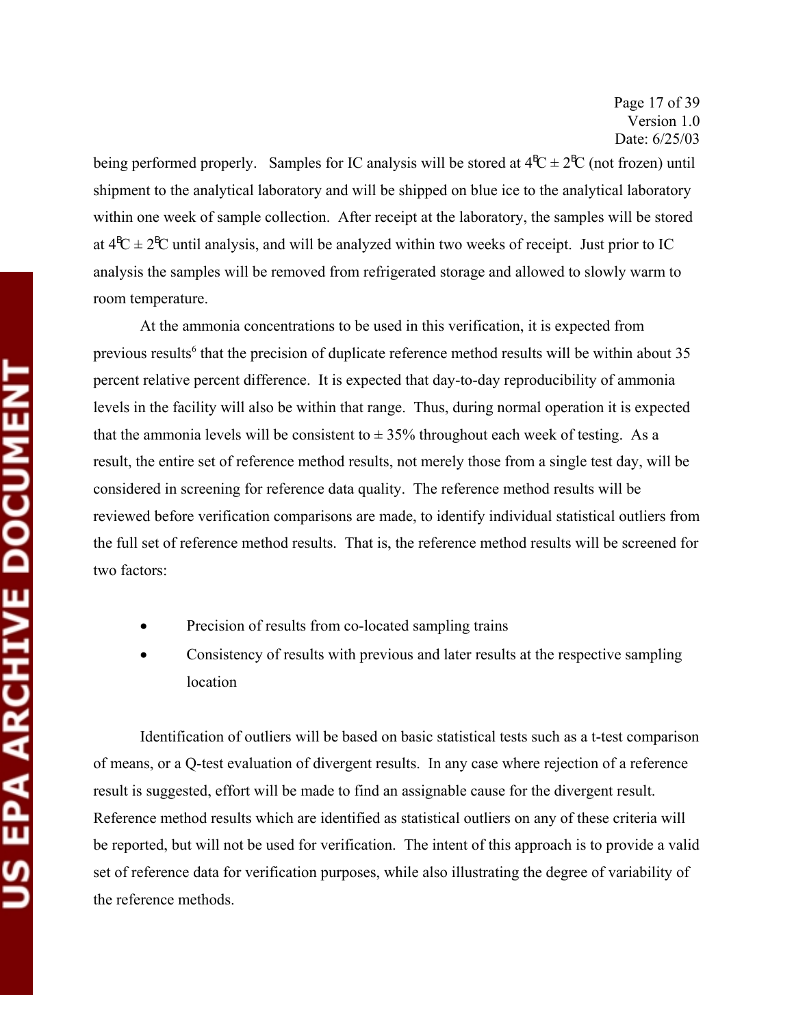being performed properly. Samples for IC analysis will be stored at 4°C ± 2°C (not frozen) until shipment to the analytical laboratory and will be shipped on blue ice to the analytical laboratory within one week of sample collection. After receipt at the laboratory, the samples will be stored at 4°C ± 2°C until analysis, and will be analyzed within two weeks of receipt. Just prior to IC analysis the samples will be removed from refrigerated storage and allowed to slowly warm to room temperature.

At the ammonia concentrations to be used in this verification, it is expected from previous results[6] that the precision of duplicate reference method results will be within about 35 percent relative percent difference. It is expected that day-to-day reproducibility of ammonia levels in the facility will also be within that range. Thus, during normal operation it is expected that the ammonia levels will be consistent to ± 35% throughout each week of testing. As a result, the entire set of reference method results, not merely those from a single test day, will be considered in screening for reference data quality. The reference method results will be reviewed before verification comparisons are made, to identify individual statistical outliers from the full set of reference method results. That is, the reference method results will be screened for two factors:

- Precision of results from co-located sampling trains
- Consistency of results with previous and later results at the respective sampling location

Identification of outliers will be based on basic statistical tests such as a t-test comparison of means, or a Q-test evaluation of divergent results. In any case where rejection of a reference result is suggested, effort will be made to find an assignable cause for the divergent result. Reference method results which are identified as statistical outliers on any of these criteria will be reported, but will not be used for verification. The intent of this approach is to provide a valid set of reference data for verification purposes, while also illustrating the degree of variability of the reference methods.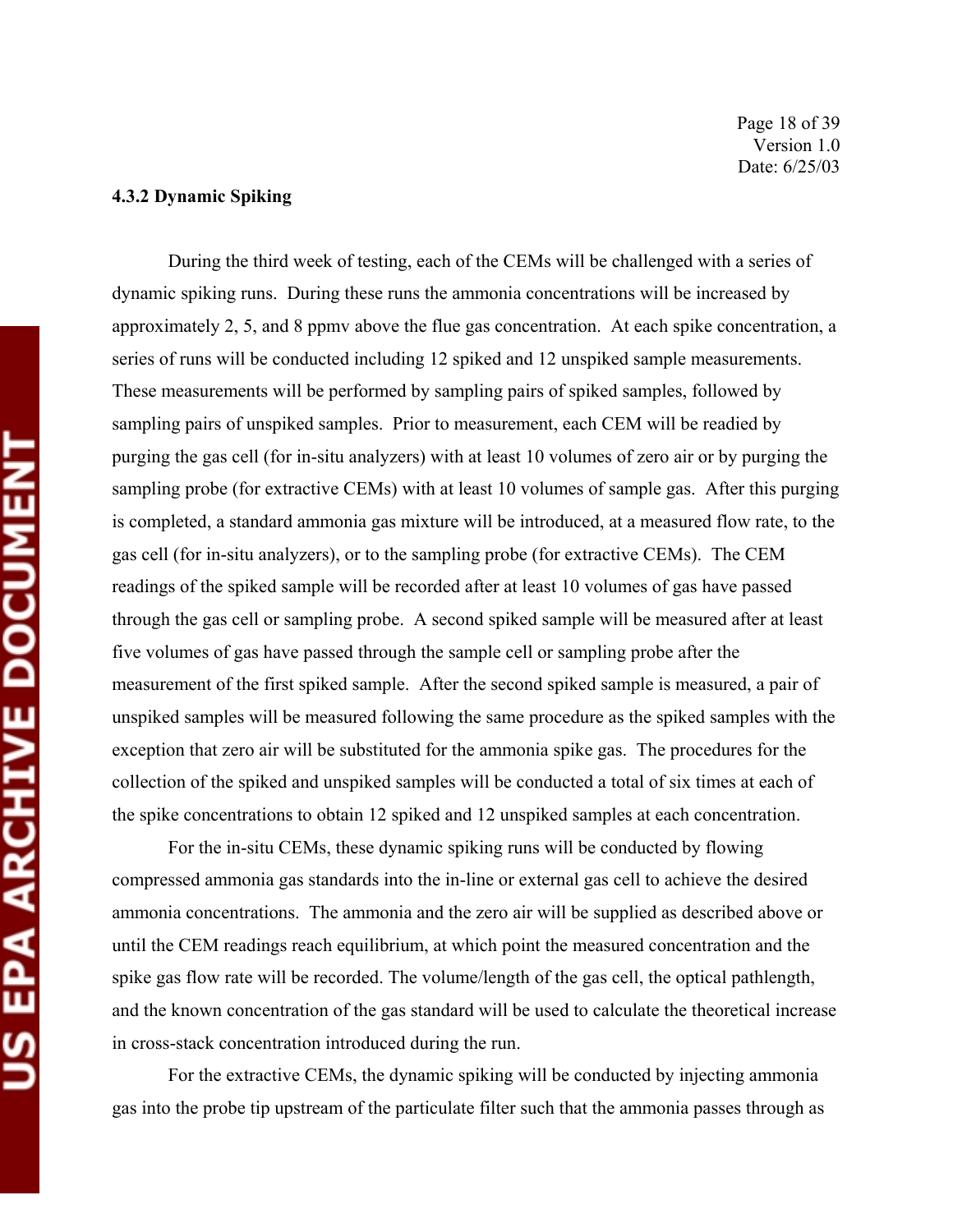#### 4.3.2 Dynamic Spiking

During the third week of testing, each of the CEMs will be challenged with a series of dynamic spiking runs. During these runs the ammonia concentrations will be increased by approximately 2, 5, and 8 ppmv above the flue gas concentration. At each spike concentration, a series of runs will be conducted including 12 spiked and 12 unspiked sample measurements. These measurements will be performed by sampling pairs of spiked samples, followed by sampling pairs of unspiked samples. Prior to measurement, each CEM will be readied by purging the gas cell (for in-situ analyzers) with at least 10 volumes of zero air or by purging the sampling probe (for extractive CEMs) with at least 10 volumes of sample gas. After this purging is completed, a standard ammonia gas mixture will be introduced, at a measured flow rate, to the gas cell (for in-situ analyzers), or to the sampling probe (for extractive CEMs). The CEM readings of the spiked sample will be recorded after at least 10 volumes of gas have passed through the gas cell or sampling probe. A second spiked sample will be measured after at least five volumes of gas have passed through the sample cell or sampling probe after the measurement of the first spiked sample. After the second spiked sample is measured, a pair of unspiked samples will be measured following the same procedure as the spiked samples with the exception that zero air will be substituted for the ammonia spike gas. The procedures for the collection of the spiked and unspiked samples will be conducted a total of six times at each of the spike concentrations to obtain 12 spiked and 12 unspiked samples at each concentration.

For the in-situ CEMs, these dynamic spiking runs will be conducted by flowing compressed ammonia gas standards into the in-line or external gas cell to achieve the desired ammonia concentrations. The ammonia and the zero air will be supplied as described above or until the CEM readings reach equilibrium, at which point the measured concentration and the spike gas flow rate will be recorded. The volume/length of the gas cell, the optical pathlength, and the known concentration of the gas standard will be used to calculate the theoretical increase in cross-stack concentration introduced during the run.

For the extractive CEMs, the dynamic spiking will be conducted by injecting ammonia gas into the probe tip upstream of the particulate filter such that the ammonia passes through as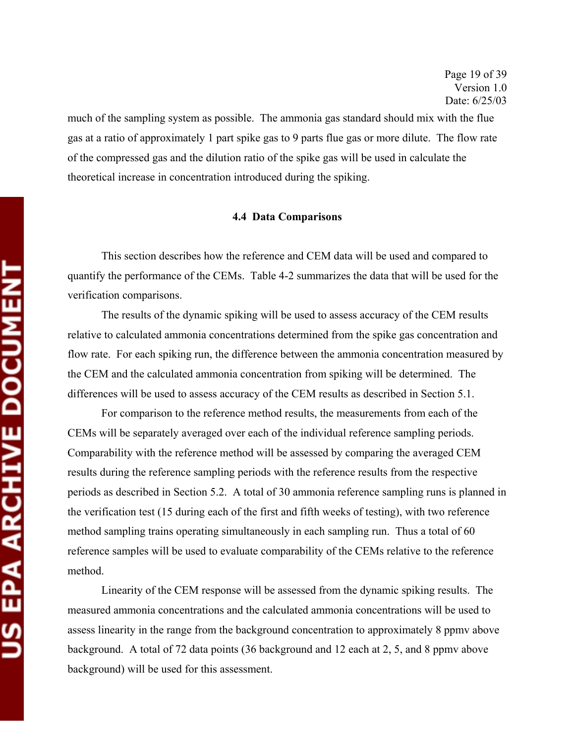much of the sampling system as possible. The ammonia gas standard should mix with the flue gas at a ratio of approximately 1 part spike gas to 9 parts flue gas or more dilute. The flow rate of the compressed gas and the dilution ratio of the spike gas will be used in calculate the theoretical increase in concentration introduced during the spiking.

### 4.4 Data Comparisons

This section describes how the reference and CEM data will be used and compared to quantify the performance of the CEMs. Table 4-2 summarizes the data that will be used for the verification comparisons.

The results of the dynamic spiking will be used to assess accuracy of the CEM results relative to calculated ammonia concentrations determined from the spike gas concentration and flow rate. For each spiking run, the difference between the ammonia concentration measured by the CEM and the calculated ammonia concentration from spiking will be determined. The differences will be used to assess accuracy of the CEM results as described in Section 5.1.

For comparison to the reference method results, the measurements from each of the CEMs will be separately averaged over each of the individual reference sampling periods. Comparability with the reference method will be assessed by comparing the averaged CEM results during the reference sampling periods with the reference results from the respective periods as described in Section 5.2. A total of 30 ammonia reference sampling runs is planned in the verification test (15 during each of the first and fifth weeks of testing), with two reference method sampling trains operating simultaneously in each sampling run. Thus a total of 60 reference samples will be used to evaluate comparability of the CEMs relative to the reference method.

Linearity of the CEM response will be assessed from the dynamic spiking results. The measured ammonia concentrations and the calculated ammonia concentrations will be used to assess linearity in the range from the background concentration to approximately 8 ppmv above background. A total of 72 data points (36 background and 12 each at 2, 5, and 8 ppmv above background) will be used for this assessment.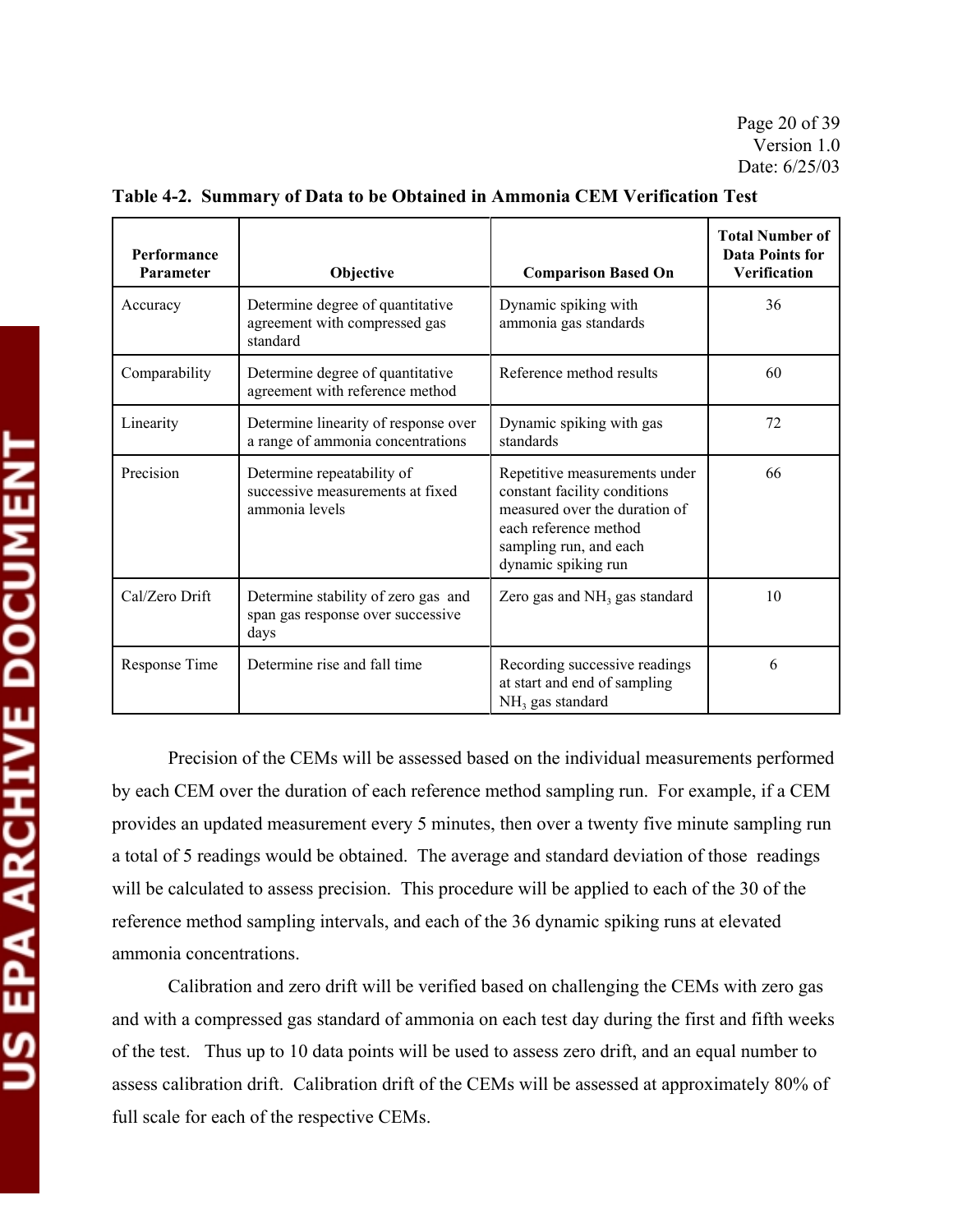**Table 4-2. Summary of Data to be Obtained in Ammonia CEM Verification Test**

| Performance Parameter | Objective | Comparison Based On | Total Number of Data Points for Verification |
|---|---|---|---|
| Accuracy | Determine degree of quantitative agreement with compressed gas standard | Dynamic spiking with ammonia gas standards | 36 |
| Comparability | Determine degree of quantitative agreement with reference method | Reference method results | 60 |
| Linearity | Determine linearity of response over a range of ammonia concentrations | Dynamic spiking with gas standards | 72 |
| Precision | Determine repeatability of successive measurements at fixed ammonia levels | Repetitive measurements under constant facility conditions measured over the duration of each reference method sampling run, and each dynamic spiking run | 66 |
| Cal/Zero Drift | Determine stability of zero gas and span gas response over successive days | Zero gas and $NH_3$ gas standard | 10 |
| Response Time | Determine rise and fall time | Recording successive readings at start and end of sampling $NH_3$ gas standard | 6 |

Precision of the CEMs will be assessed based on the individual measurements performed by each CEM over the duration of each reference method sampling run. For example, if a CEM provides an updated measurement every 5 minutes, then over a twenty five minute sampling run a total of 5 readings would be obtained. The average and standard deviation of those readings will be calculated to assess precision. This procedure will be applied to each of the 30 of the reference method sampling intervals, and each of the 36 dynamic spiking runs at elevated ammonia concentrations.

Calibration and zero drift will be verified based on challenging the CEMs with zero gas and with a compressed gas standard of ammonia on each test day during the first and fifth weeks of the test. Thus up to 10 data points will be used to assess zero drift, and an equal number to assess calibration drift. Calibration drift of the CEMs will be assessed at approximately 80% of full scale for each of the respective CEMs.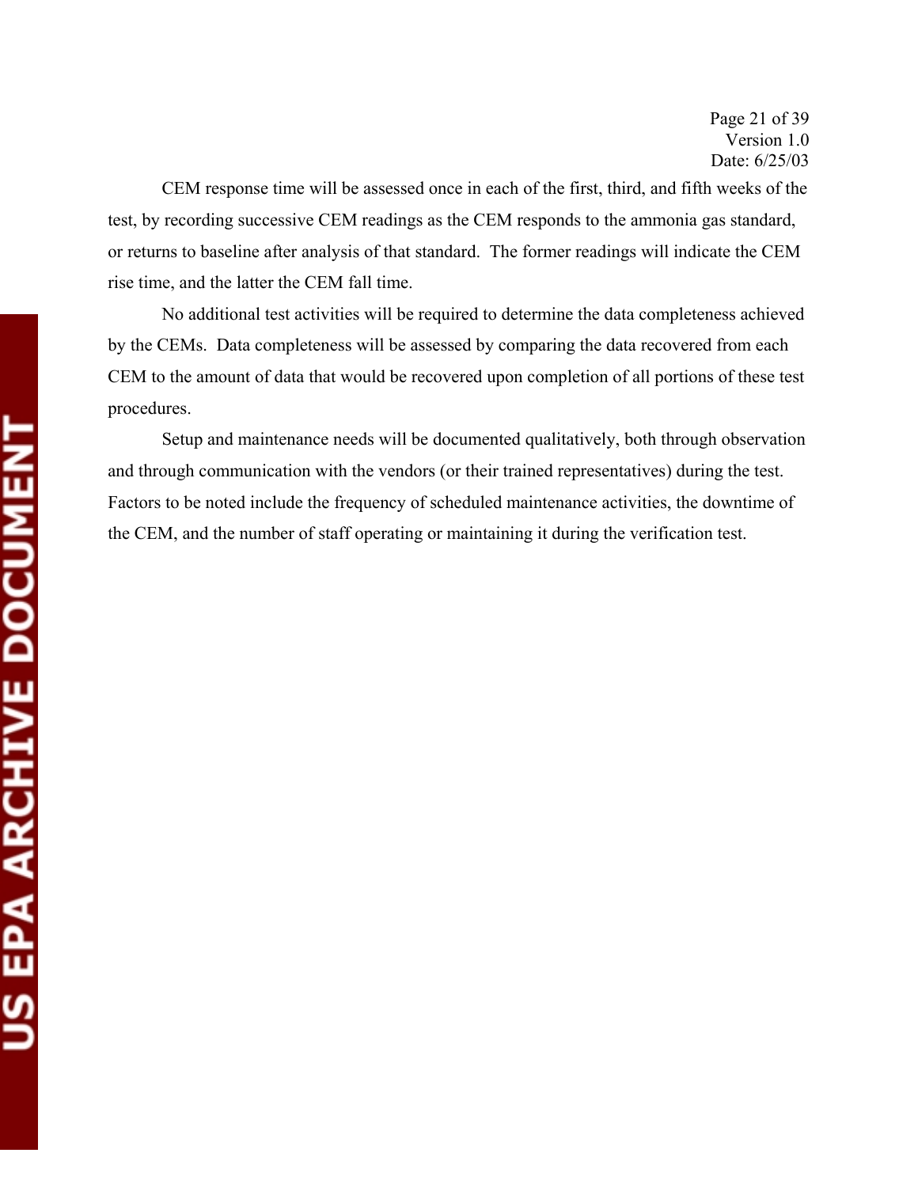CEM response time will be assessed once in each of the first, third, and fifth weeks of the test, by recording successive CEM readings as the CEM responds to the ammonia gas standard, or returns to baseline after analysis of that standard. The former readings will indicate the CEM rise time, and the latter the CEM fall time.

No additional test activities will be required to determine the data completeness achieved by the CEMs. Data completeness will be assessed by comparing the data recovered from each CEM to the amount of data that would be recovered upon completion of all portions of these test procedures.

Setup and maintenance needs will be documented qualitatively, both through observation and through communication with the vendors (or their trained representatives) during the test. Factors to be noted include the frequency of scheduled maintenance activities, the downtime of the CEM, and the number of staff operating or maintaining it during the verification test.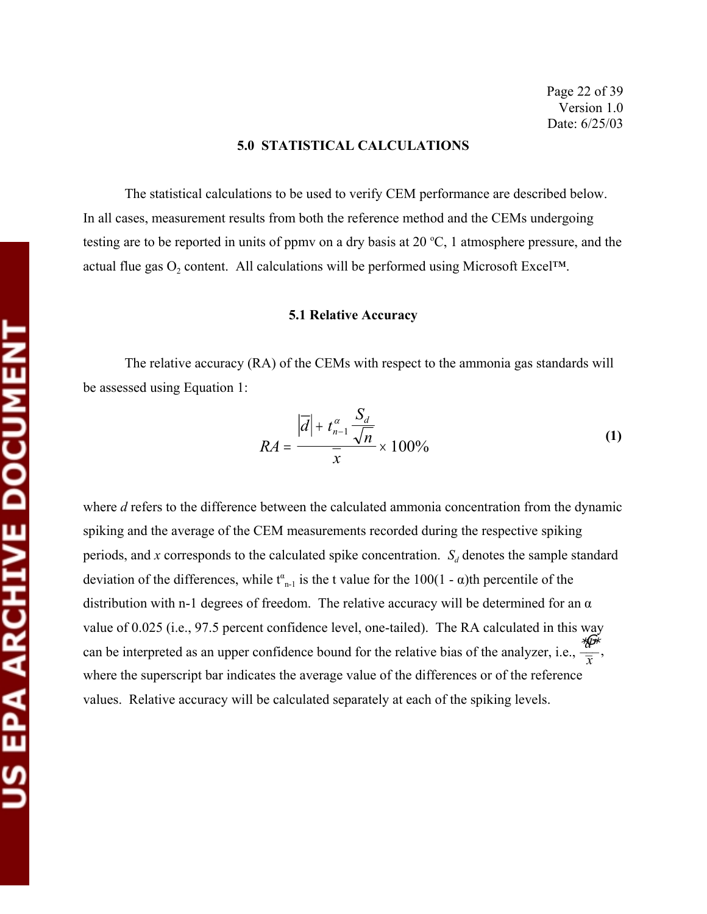## 5.0 STATISTICAL CALCULATIONS

The statistical calculations to be used to verify CEM performance are described below. In all cases, measurement results from both the reference method and the CEMs undergoing testing are to be reported in units of ppmv on a dry basis at 20 ºC, 1 atmosphere pressure, and the actual flue gas $O_2$ content. All calculations will be performed using Microsoft Excel™.

### 5.1 Relative Accuracy

The relative accuracy (RA) of the CEMs with respect to the ammonia gas standards will be assessed using Equation 1:

$$RA = \frac{\left|\overline{d}\right| + t_{n-1}^{\alpha} \dfrac{S_d}{\sqrt{n}}}{\overline{x}} \times 100\% \tag{1}$$

where *d* refers to the difference between the calculated ammonia concentration from the dynamic spiking and the average of the CEM measurements recorded during the respective spiking periods, and *x* corresponds to the calculated spike concentration. $S_d$ denotes the sample standard deviation of the differences, while $t^{\alpha}_{n-1}$ is the t value for the 100(1 - α)th percentile of the distribution with n-1 degrees of freedom. The relative accuracy will be determined for an α value of 0.025 (i.e., 97.5 percent confidence level, one-tailed). The RA calculated in this way can be interpreted as an upper confidence bound for the relative bias of the analyzer, i.e., $\frac{\overline{d}}{\overline{x}}$, where the superscript bar indicates the average value of the differences or of the reference values. Relative accuracy will be calculated separately at each of the spiking levels.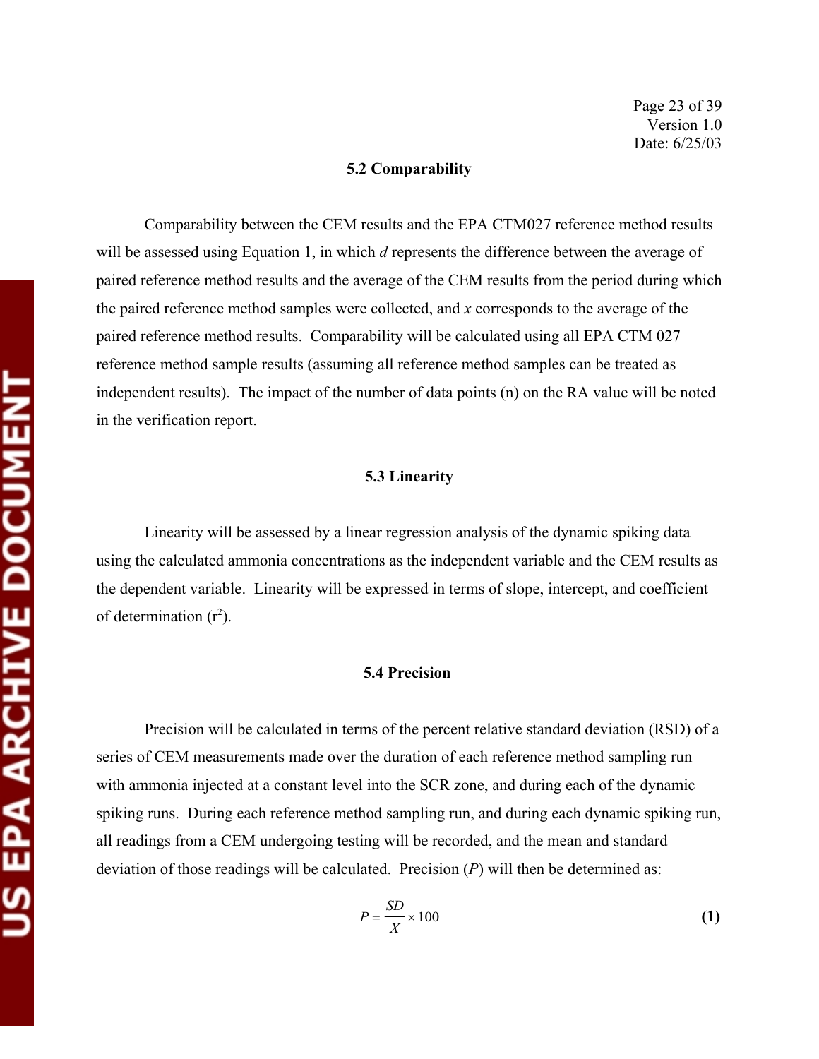### 5.2 Comparability

Comparability between the CEM results and the EPA CTM027 reference method results will be assessed using Equation 1, in which *d* represents the difference between the average of paired reference method results and the average of the CEM results from the period during which the paired reference method samples were collected, and *x* corresponds to the average of the paired reference method results. Comparability will be calculated using all EPA CTM 027 reference method sample results (assuming all reference method samples can be treated as independent results). The impact of the number of data points (n) on the RA value will be noted in the verification report.

### 5.3 Linearity

Linearity will be assessed by a linear regression analysis of the dynamic spiking data using the calculated ammonia concentrations as the independent variable and the CEM results as the dependent variable. Linearity will be expressed in terms of slope, intercept, and coefficient of determination ($r^2$).

### 5.4 Precision

Precision will be calculated in terms of the percent relative standard deviation (RSD) of a series of CEM measurements made over the duration of each reference method sampling run with ammonia injected at a constant level into the SCR zone, and during each of the dynamic spiking runs. During each reference method sampling run, and during each dynamic spiking run, all readings from a CEM undergoing testing will be recorded, and the mean and standard deviation of those readings will be calculated. Precision (*P*) will then be determined as:

$$P = \frac{SD}{\overline{X}} \times 100 \qquad \textbf{(1)}$$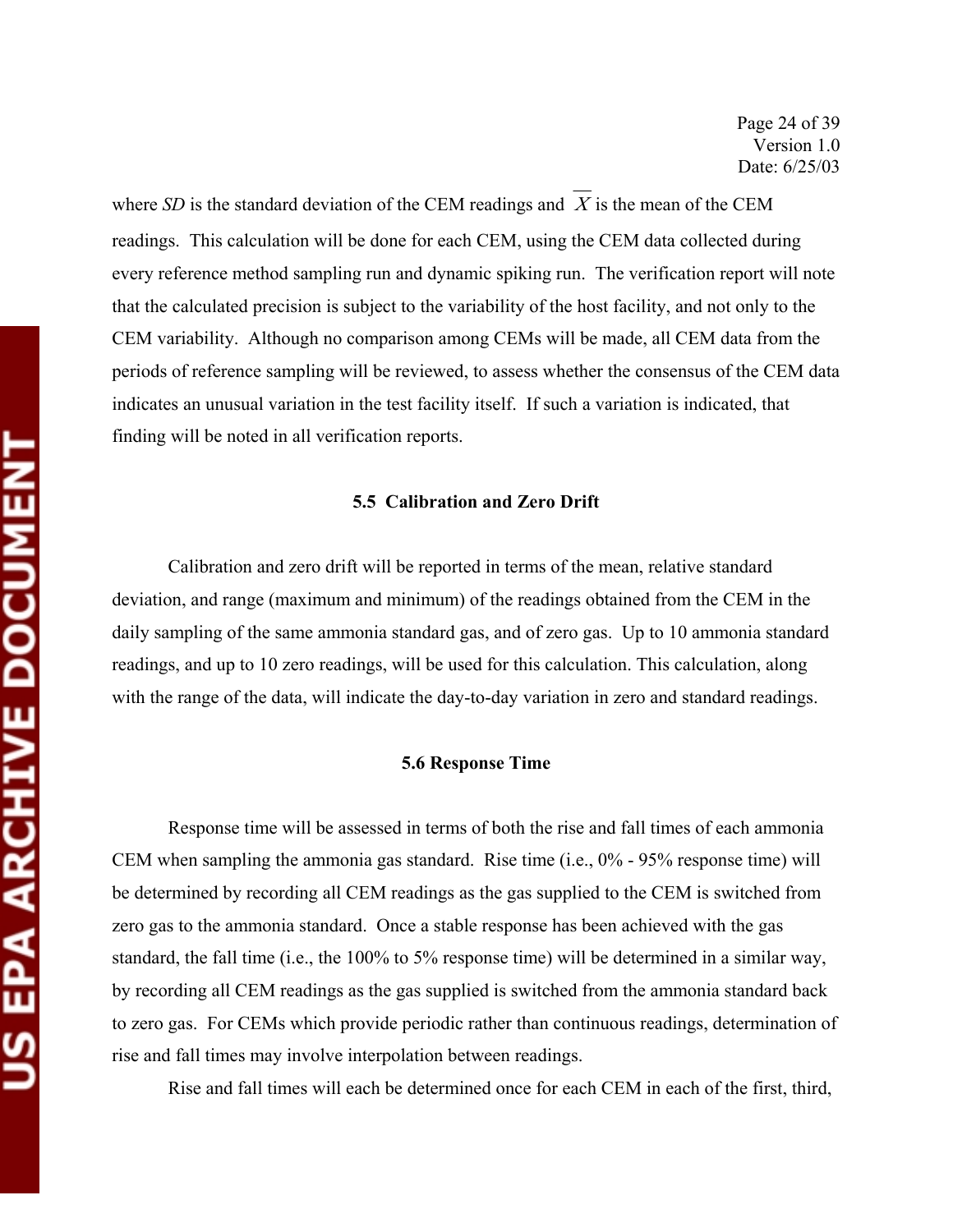where *SD* is the standard deviation of the CEM readings and $\overline{X}$ is the mean of the CEM readings. This calculation will be done for each CEM, using the CEM data collected during every reference method sampling run and dynamic spiking run. The verification report will note that the calculated precision is subject to the variability of the host facility, and not only to the CEM variability. Although no comparison among CEMs will be made, all CEM data from the periods of reference sampling will be reviewed, to assess whether the consensus of the CEM data indicates an unusual variation in the test facility itself. If such a variation is indicated, that finding will be noted in all verification reports.

### 5.5 Calibration and Zero Drift

Calibration and zero drift will be reported in terms of the mean, relative standard deviation, and range (maximum and minimum) of the readings obtained from the CEM in the daily sampling of the same ammonia standard gas, and of zero gas. Up to 10 ammonia standard readings, and up to 10 zero readings, will be used for this calculation. This calculation, along with the range of the data, will indicate the day-to-day variation in zero and standard readings.

### 5.6 Response Time

Response time will be assessed in terms of both the rise and fall times of each ammonia CEM when sampling the ammonia gas standard. Rise time (i.e., 0% - 95% response time) will be determined by recording all CEM readings as the gas supplied to the CEM is switched from zero gas to the ammonia standard. Once a stable response has been achieved with the gas standard, the fall time (i.e., the 100% to 5% response time) will be determined in a similar way, by recording all CEM readings as the gas supplied is switched from the ammonia standard back to zero gas. For CEMs which provide periodic rather than continuous readings, determination of rise and fall times may involve interpolation between readings.

Rise and fall times will each be determined once for each CEM in each of the first, third,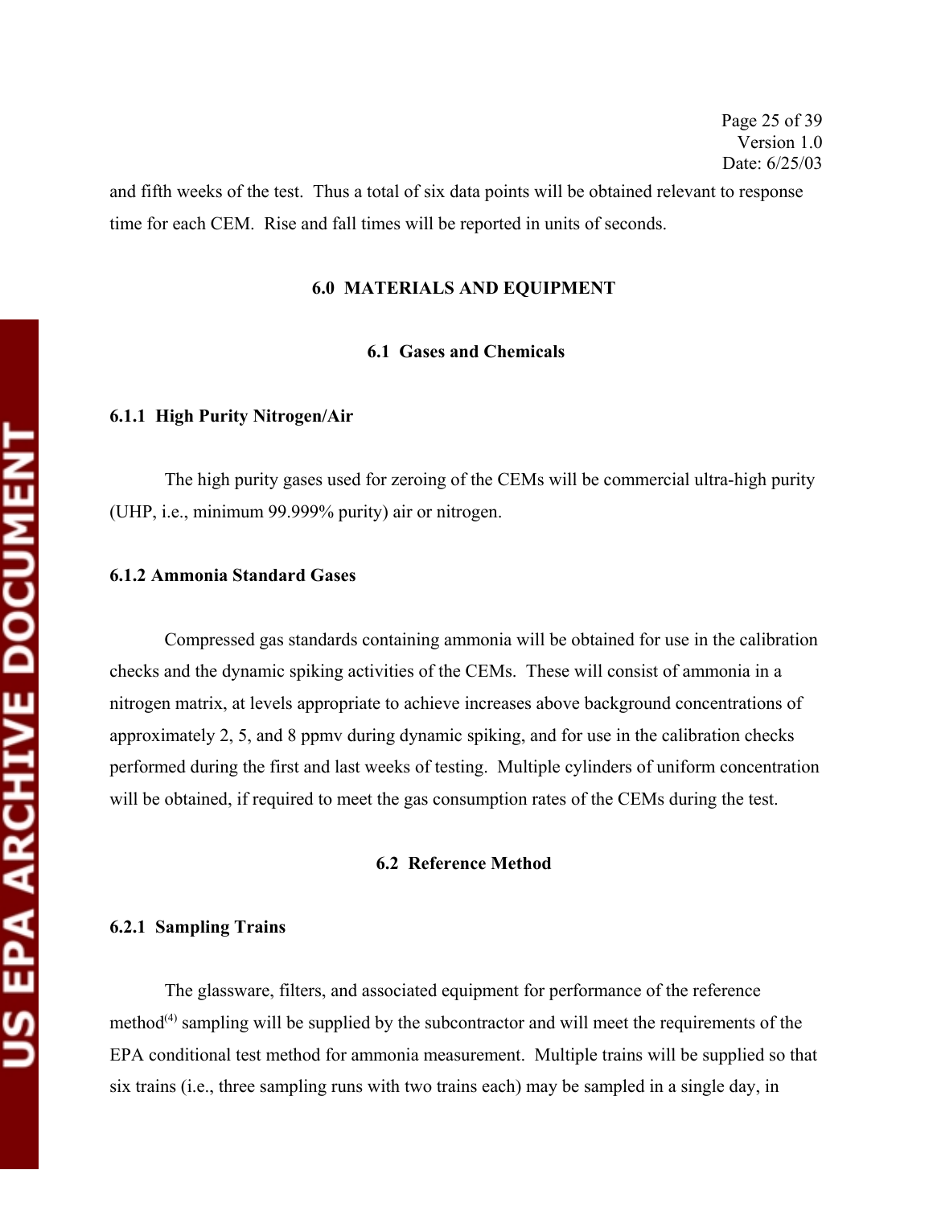and fifth weeks of the test. Thus a total of six data points will be obtained relevant to response time for each CEM. Rise and fall times will be reported in units of seconds.

## 6.0 MATERIALS AND EQUIPMENT

### 6.1 Gases and Chemicals

#### 6.1.1 High Purity Nitrogen/Air

The high purity gases used for zeroing of the CEMs will be commercial ultra-high purity (UHP, i.e., minimum 99.999% purity) air or nitrogen.

#### 6.1.2 Ammonia Standard Gases

Compressed gas standards containing ammonia will be obtained for use in the calibration checks and the dynamic spiking activities of the CEMs. These will consist of ammonia in a nitrogen matrix, at levels appropriate to achieve increases above background concentrations of approximately 2, 5, and 8 ppmv during dynamic spiking, and for use in the calibration checks performed during the first and last weeks of testing. Multiple cylinders of uniform concentration will be obtained, if required to meet the gas consumption rates of the CEMs during the test.

### 6.2 Reference Method

#### 6.2.1 Sampling Trains

The glassware, filters, and associated equipment for performance of the reference method[4] sampling will be supplied by the subcontractor and will meet the requirements of the EPA conditional test method for ammonia measurement. Multiple trains will be supplied so that six trains (i.e., three sampling runs with two trains each) may be sampled in a single day, in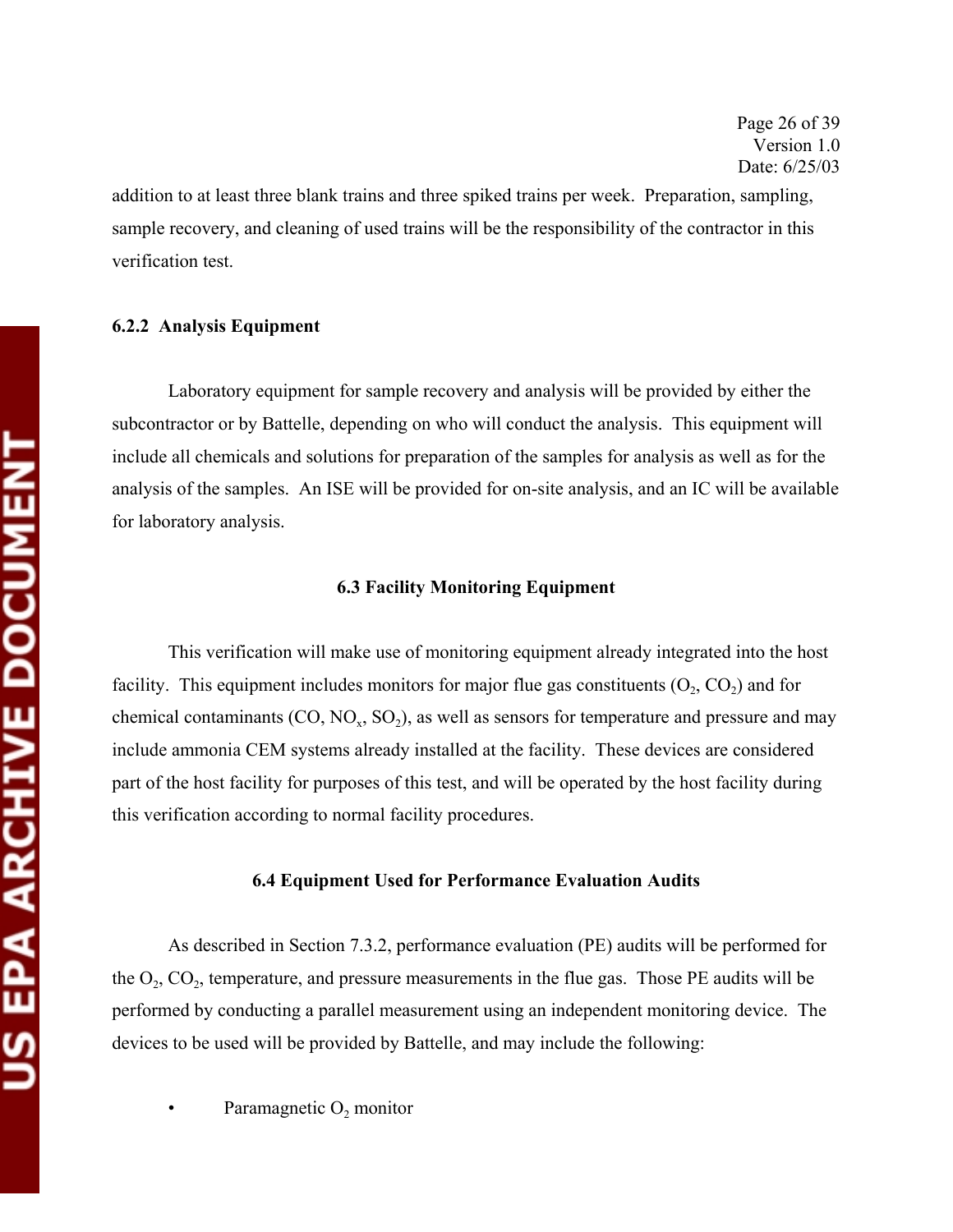addition to at least three blank trains and three spiked trains per week. Preparation, sampling, sample recovery, and cleaning of used trains will be the responsibility of the contractor in this verification test.

### 6.2.2 Analysis Equipment

Laboratory equipment for sample recovery and analysis will be provided by either the subcontractor or by Battelle, depending on who will conduct the analysis. This equipment will include all chemicals and solutions for preparation of the samples for analysis as well as for the analysis of the samples. An ISE will be provided for on-site analysis, and an IC will be available for laboratory analysis.

## 6.3 Facility Monitoring Equipment

This verification will make use of monitoring equipment already integrated into the host facility. This equipment includes monitors for major flue gas constituents ($O_2$, $CO_2$) and for chemical contaminants (CO, $NO_x$, $SO_2$), as well as sensors for temperature and pressure and may include ammonia CEM systems already installed at the facility. These devices are considered part of the host facility for purposes of this test, and will be operated by the host facility during this verification according to normal facility procedures.

## 6.4 Equipment Used for Performance Evaluation Audits

As described in Section 7.3.2, performance evaluation (PE) audits will be performed for the $O_2$, $CO_2$, temperature, and pressure measurements in the flue gas. Those PE audits will be performed by conducting a parallel measurement using an independent monitoring device. The devices to be used will be provided by Battelle, and may include the following:

- Paramagnetic $O_2$ monitor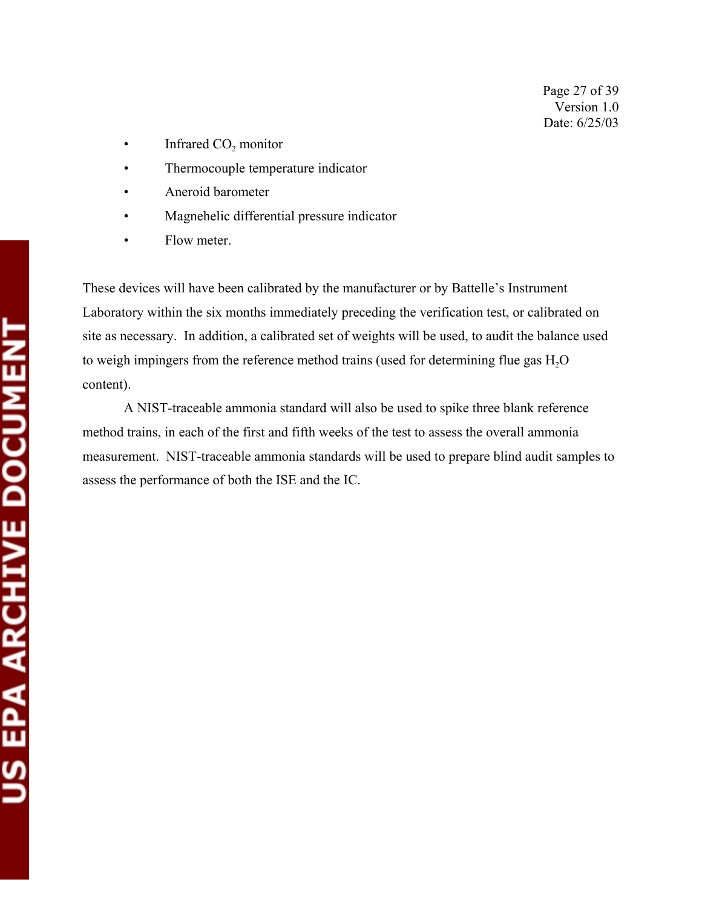- Infrared $CO_2$ monitor
- Thermocouple temperature indicator
- Aneroid barometer
- Magnehelic differential pressure indicator
- Flow meter.

These devices will have been calibrated by the manufacturer or by Battelle's Instrument Laboratory within the six months immediately preceding the verification test, or calibrated on site as necessary. In addition, a calibrated set of weights will be used, to audit the balance used to weigh impingers from the reference method trains (used for determining flue gas $H_2O$ content).

A NIST-traceable ammonia standard will also be used to spike three blank reference method trains, in each of the first and fifth weeks of the test to assess the overall ammonia measurement. NIST-traceable ammonia standards will be used to prepare blind audit samples to assess the performance of both the ISE and the IC.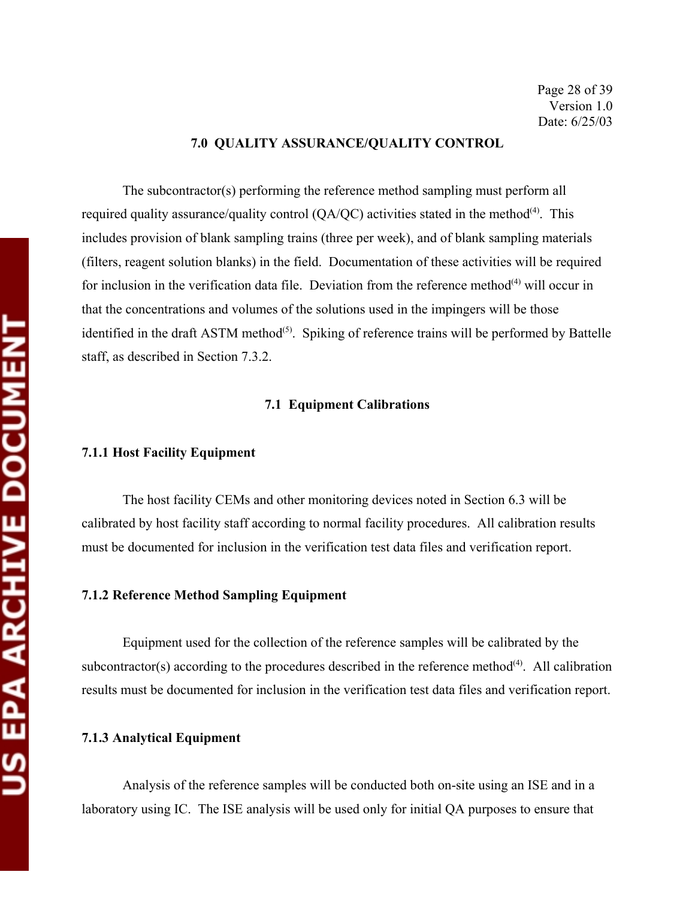## 7.0 QUALITY ASSURANCE/QUALITY CONTROL

The subcontractor(s) performing the reference method sampling must perform all required quality assurance/quality control (QA/QC) activities stated in the method[4]. This includes provision of blank sampling trains (three per week), and of blank sampling materials (filters, reagent solution blanks) in the field. Documentation of these activities will be required for inclusion in the verification data file. Deviation from the reference method[4] will occur in that the concentrations and volumes of the solutions used in the impingers will be those identified in the draft ASTM method[5]. Spiking of reference trains will be performed by Battelle staff, as described in Section 7.3.2.

### 7.1 Equipment Calibrations

#### 7.1.1 Host Facility Equipment

The host facility CEMs and other monitoring devices noted in Section 6.3 will be calibrated by host facility staff according to normal facility procedures. All calibration results must be documented for inclusion in the verification test data files and verification report.

#### 7.1.2 Reference Method Sampling Equipment

Equipment used for the collection of the reference samples will be calibrated by the subcontractor(s) according to the procedures described in the reference method[4]. All calibration results must be documented for inclusion in the verification test data files and verification report.

#### 7.1.3 Analytical Equipment

Analysis of the reference samples will be conducted both on-site using an ISE and in a laboratory using IC. The ISE analysis will be used only for initial QA purposes to ensure that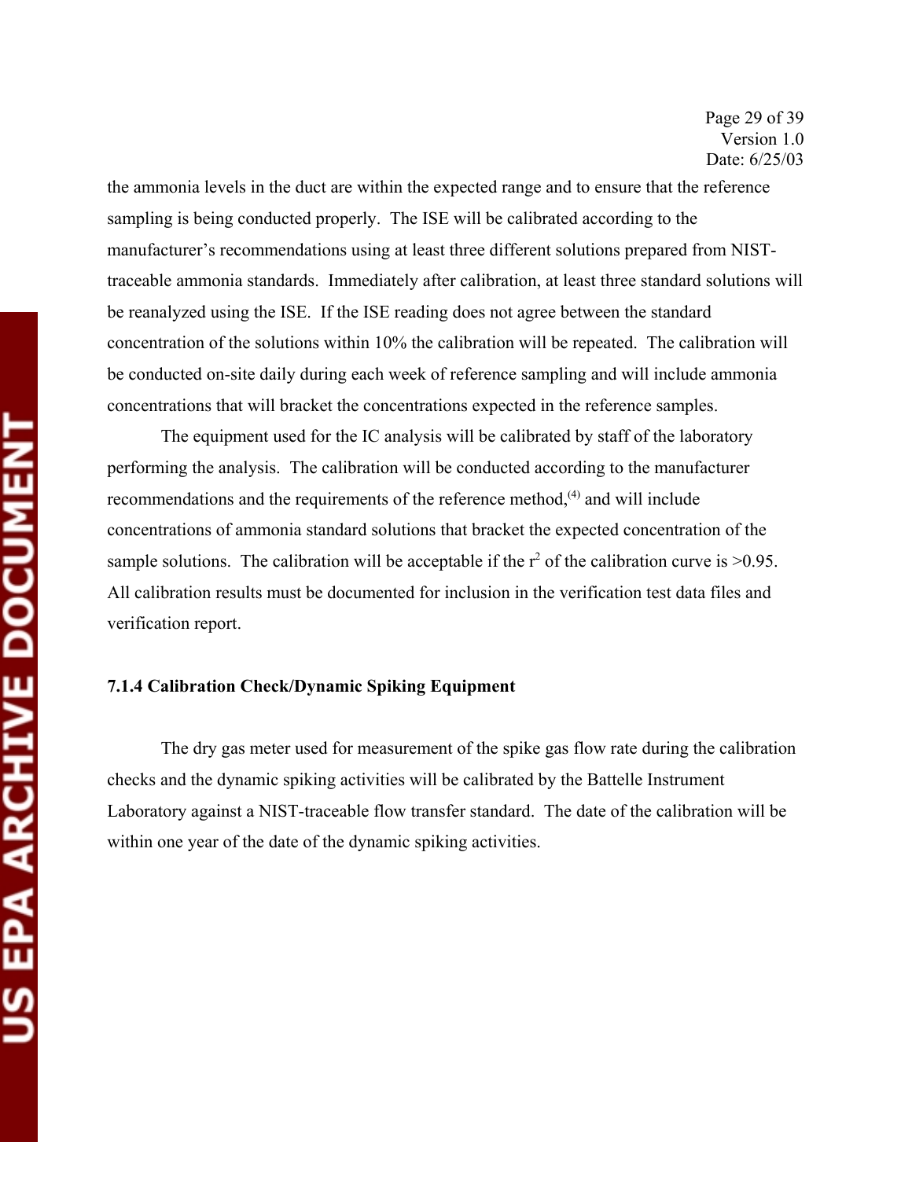the ammonia levels in the duct are within the expected range and to ensure that the reference sampling is being conducted properly. The ISE will be calibrated according to the manufacturer's recommendations using at least three different solutions prepared from NIST-traceable ammonia standards. Immediately after calibration, at least three standard solutions will be reanalyzed using the ISE. If the ISE reading does not agree between the standard concentration of the solutions within 10% the calibration will be repeated. The calibration will be conducted on-site daily during each week of reference sampling and will include ammonia concentrations that will bracket the concentrations expected in the reference samples.

The equipment used for the IC analysis will be calibrated by staff of the laboratory performing the analysis. The calibration will be conducted according to the manufacturer recommendations and the requirements of the reference method,[4] and will include concentrations of ammonia standard solutions that bracket the expected concentration of the sample solutions. The calibration will be acceptable if the $r^2$ of the calibration curve is >0.95. All calibration results must be documented for inclusion in the verification test data files and verification report.

#### 7.1.4 Calibration Check/Dynamic Spiking Equipment

The dry gas meter used for measurement of the spike gas flow rate during the calibration checks and the dynamic spiking activities will be calibrated by the Battelle Instrument Laboratory against a NIST-traceable flow transfer standard. The date of the calibration will be within one year of the date of the dynamic spiking activities.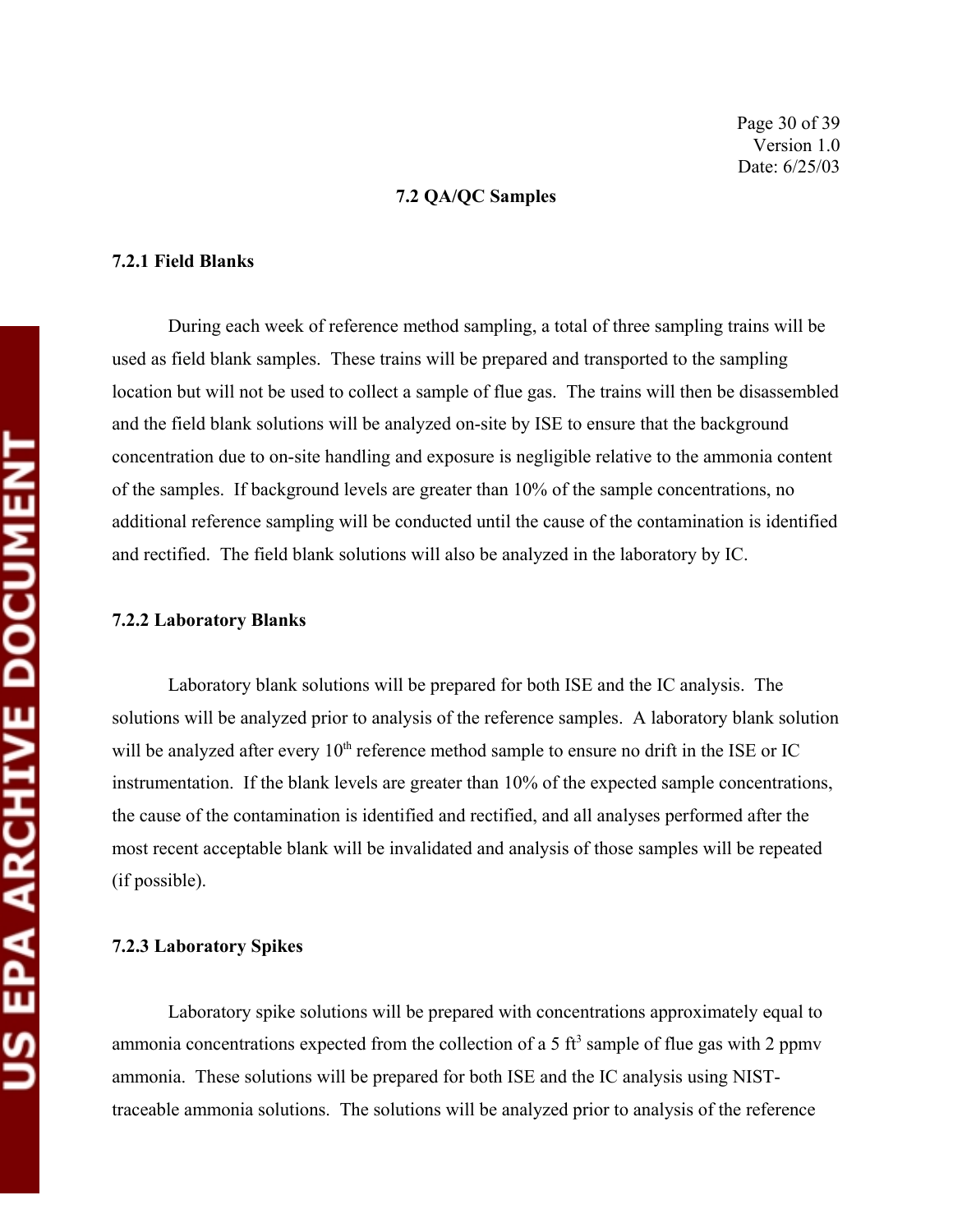## 7.2 QA/QC Samples

### 7.2.1 Field Blanks

During each week of reference method sampling, a total of three sampling trains will be used as field blank samples. These trains will be prepared and transported to the sampling location but will not be used to collect a sample of flue gas. The trains will then be disassembled and the field blank solutions will be analyzed on-site by ISE to ensure that the background concentration due to on-site handling and exposure is negligible relative to the ammonia content of the samples. If background levels are greater than 10% of the sample concentrations, no additional reference sampling will be conducted until the cause of the contamination is identified and rectified. The field blank solutions will also be analyzed in the laboratory by IC.

### 7.2.2 Laboratory Blanks

Laboratory blank solutions will be prepared for both ISE and the IC analysis. The solutions will be analyzed prior to analysis of the reference samples. A laboratory blank solution will be analyzed after every 10th reference method sample to ensure no drift in the ISE or IC instrumentation. If the blank levels are greater than 10% of the expected sample concentrations, the cause of the contamination is identified and rectified, and all analyses performed after the most recent acceptable blank will be invalidated and analysis of those samples will be repeated (if possible).

### 7.2.3 Laboratory Spikes

Laboratory spike solutions will be prepared with concentrations approximately equal to ammonia concentrations expected from the collection of a 5 $ft^3$ sample of flue gas with 2 ppmv ammonia. These solutions will be prepared for both ISE and the IC analysis using NIST-traceable ammonia solutions. The solutions will be analyzed prior to analysis of the reference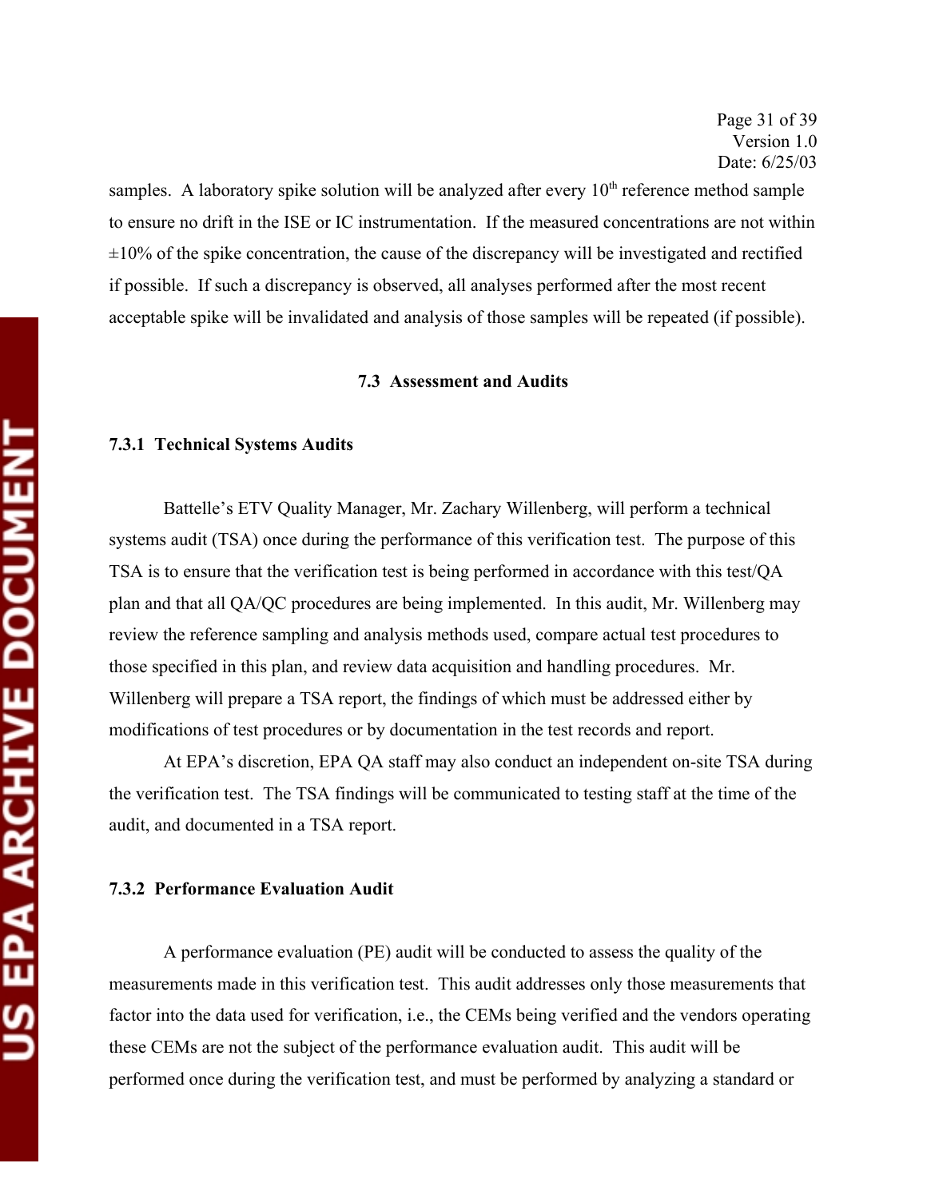samples. A laboratory spike solution will be analyzed after every 10th reference method sample to ensure no drift in the ISE or IC instrumentation. If the measured concentrations are not within ±10% of the spike concentration, the cause of the discrepancy will be investigated and rectified if possible. If such a discrepancy is observed, all analyses performed after the most recent acceptable spike will be invalidated and analysis of those samples will be repeated (if possible).

## 7.3 Assessment and Audits

### 7.3.1 Technical Systems Audits

Battelle's ETV Quality Manager, Mr. Zachary Willenberg, will perform a technical systems audit (TSA) once during the performance of this verification test. The purpose of this TSA is to ensure that the verification test is being performed in accordance with this test/QA plan and that all QA/QC procedures are being implemented. In this audit, Mr. Willenberg may review the reference sampling and analysis methods used, compare actual test procedures to those specified in this plan, and review data acquisition and handling procedures. Mr. Willenberg will prepare a TSA report, the findings of which must be addressed either by modifications of test procedures or by documentation in the test records and report.

At EPA's discretion, EPA QA staff may also conduct an independent on-site TSA during the verification test. The TSA findings will be communicated to testing staff at the time of the audit, and documented in a TSA report.

### 7.3.2 Performance Evaluation Audit

A performance evaluation (PE) audit will be conducted to assess the quality of the measurements made in this verification test. This audit addresses only those measurements that factor into the data used for verification, i.e., the CEMs being verified and the vendors operating these CEMs are not the subject of the performance evaluation audit. This audit will be performed once during the verification test, and must be performed by analyzing a standard or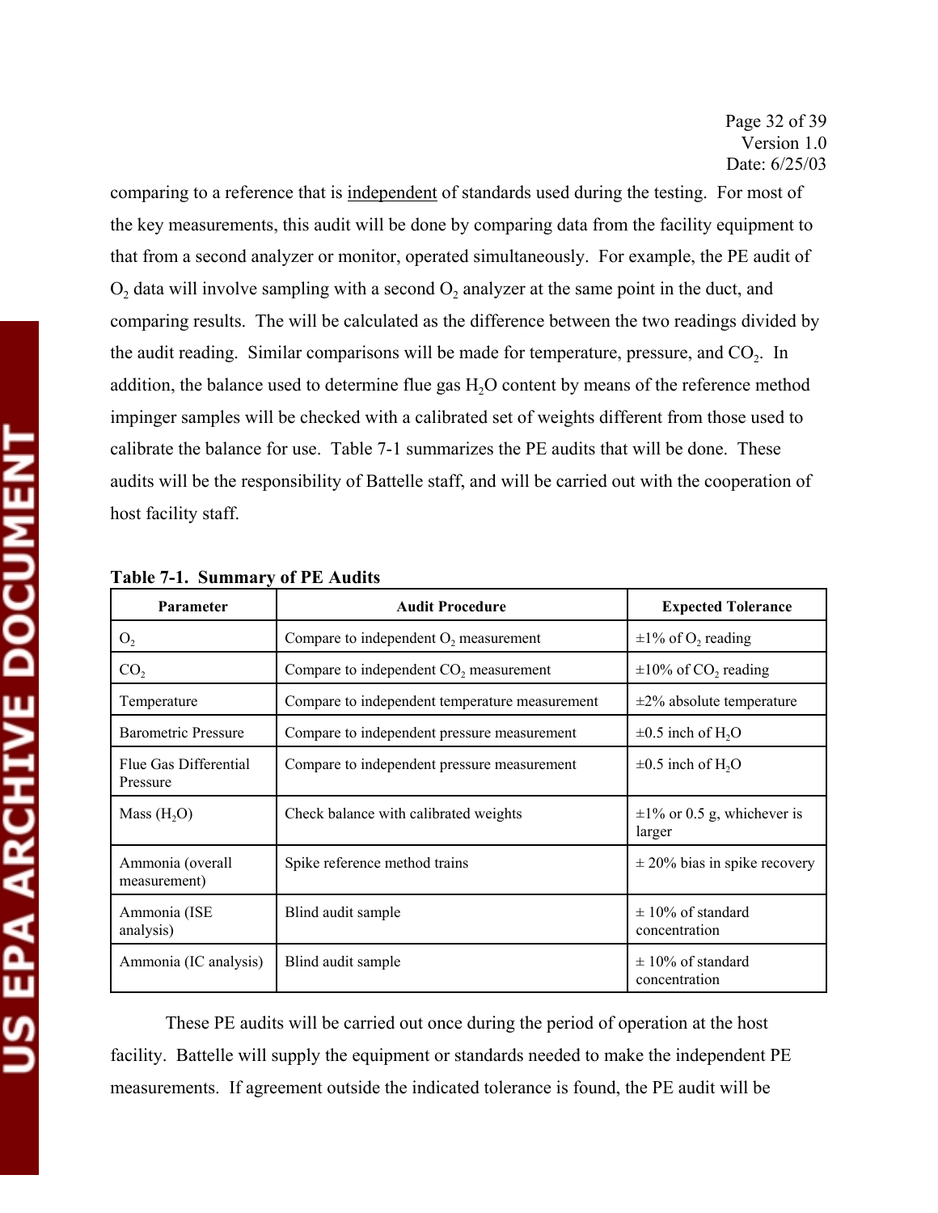comparing to a reference that is <u>independent</u> of standards used during the testing. For most of the key measurements, this audit will be done by comparing data from the facility equipment to that from a second analyzer or monitor, operated simultaneously. For example, the PE audit of $O_2$ data will involve sampling with a second $O_2$ analyzer at the same point in the duct, and comparing results. The will be calculated as the difference between the two readings divided by the audit reading. Similar comparisons will be made for temperature, pressure, and $CO_2$. In addition, the balance used to determine flue gas $H_2O$ content by means of the reference method impinger samples will be checked with a calibrated set of weights different from those used to calibrate the balance for use. Table 7-1 summarizes the PE audits that will be done. These audits will be the responsibility of Battelle staff, and will be carried out with the cooperation of host facility staff.

**Table 7-1. Summary of PE Audits**

| Parameter | Audit Procedure | Expected Tolerance |
|---|---|---|
| $O_2$ | Compare to independent $O_2$ measurement | ±1% of $O_2$ reading |
| $CO_2$ | Compare to independent $CO_2$ measurement | ±10% of $CO_2$ reading |
| Temperature | Compare to independent temperature measurement | ±2% absolute temperature |
| Barometric Pressure | Compare to independent pressure measurement | ±0.5 inch of $H_2O$ |
| Flue Gas Differential Pressure | Compare to independent pressure measurement | ±0.5 inch of $H_2O$ |
| Mass ($H_2O$) | Check balance with calibrated weights | ±1% or 0.5 g, whichever is larger |
| Ammonia (overall measurement) | Spike reference method trains | ± 20% bias in spike recovery |
| Ammonia (ISE analysis) | Blind audit sample | ± 10% of standard concentration |
| Ammonia (IC analysis) | Blind audit sample | ± 10% of standard concentration |

These PE audits will be carried out once during the period of operation at the host facility. Battelle will supply the equipment or standards needed to make the independent PE measurements. If agreement outside the indicated tolerance is found, the PE audit will be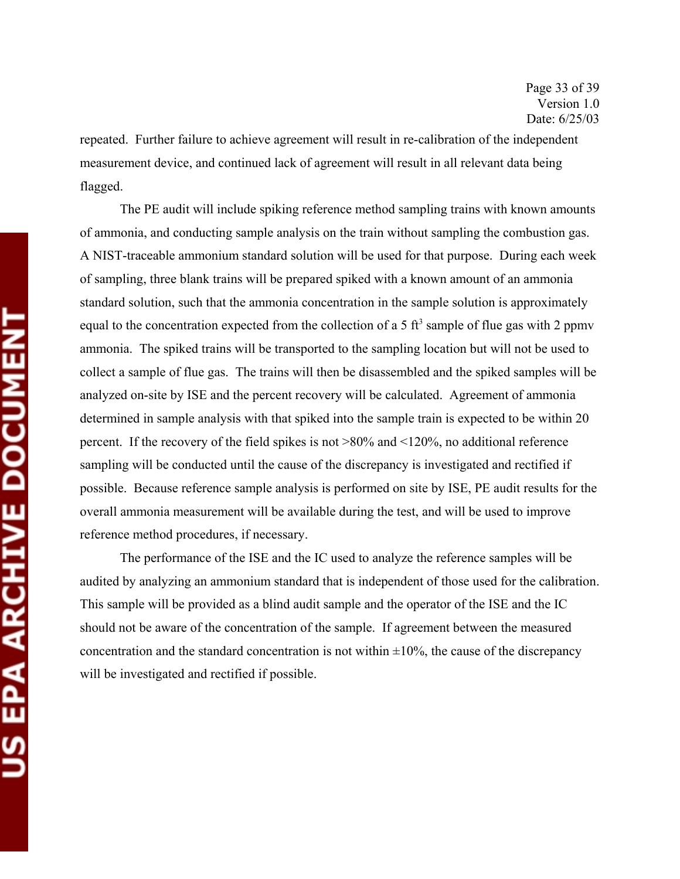repeated. Further failure to achieve agreement will result in re-calibration of the independent measurement device, and continued lack of agreement will result in all relevant data being flagged.

The PE audit will include spiking reference method sampling trains with known amounts of ammonia, and conducting sample analysis on the train without sampling the combustion gas. A NIST-traceable ammonium standard solution will be used for that purpose. During each week of sampling, three blank trains will be prepared spiked with a known amount of an ammonia standard solution, such that the ammonia concentration in the sample solution is approximately equal to the concentration expected from the collection of a 5 $ft^3$ sample of flue gas with 2 ppmv ammonia. The spiked trains will be transported to the sampling location but will not be used to collect a sample of flue gas. The trains will then be disassembled and the spiked samples will be analyzed on-site by ISE and the percent recovery will be calculated. Agreement of ammonia determined in sample analysis with that spiked into the sample train is expected to be within 20 percent. If the recovery of the field spikes is not >80% and <120%, no additional reference sampling will be conducted until the cause of the discrepancy is investigated and rectified if possible. Because reference sample analysis is performed on site by ISE, PE audit results for the overall ammonia measurement will be available during the test, and will be used to improve reference method procedures, if necessary.

The performance of the ISE and the IC used to analyze the reference samples will be audited by analyzing an ammonium standard that is independent of those used for the calibration. This sample will be provided as a blind audit sample and the operator of the ISE and the IC should not be aware of the concentration of the sample. If agreement between the measured concentration and the standard concentration is not within ±10%, the cause of the discrepancy will be investigated and rectified if possible.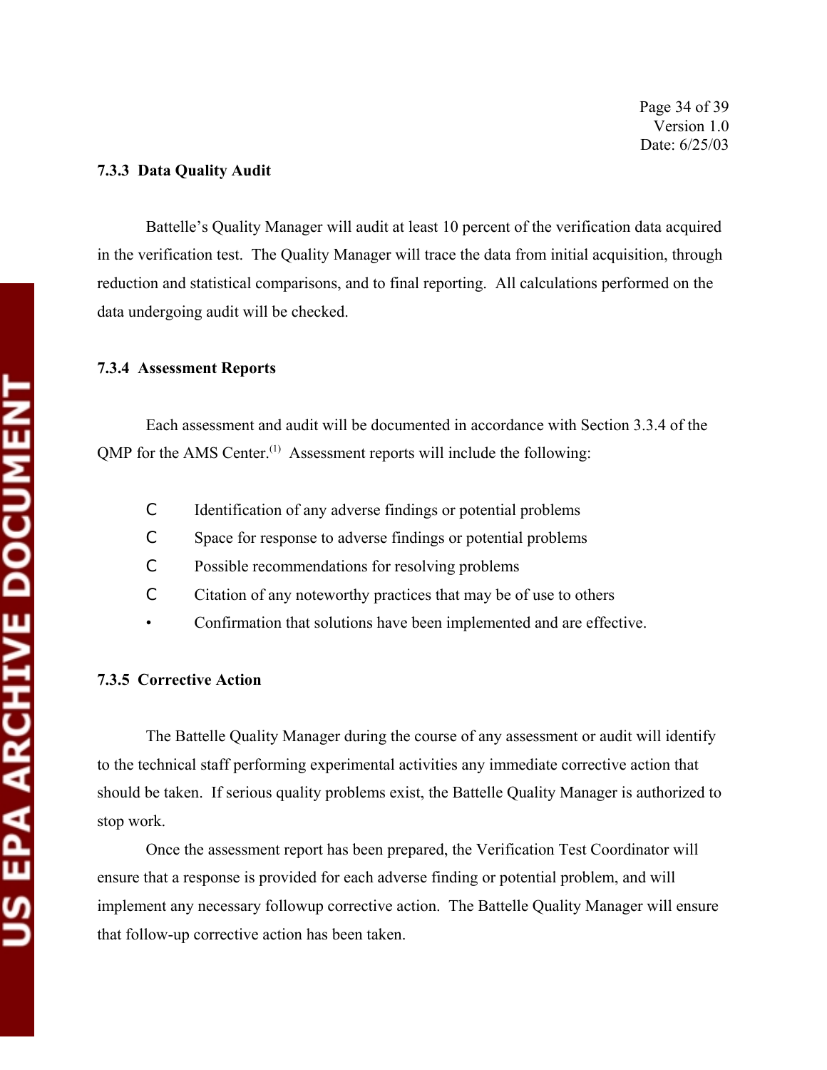### 7.3.3 Data Quality Audit

Battelle's Quality Manager will audit at least 10 percent of the verification data acquired in the verification test. The Quality Manager will trace the data from initial acquisition, through reduction and statistical comparisons, and to final reporting. All calculations performed on the data undergoing audit will be checked.

### 7.3.4 Assessment Reports

Each assessment and audit will be documented in accordance with Section 3.3.4 of the QMP for the AMS Center.[1] Assessment reports will include the following:

- Identification of any adverse findings or potential problems
- Space for response to adverse findings or potential problems
- Possible recommendations for resolving problems
- Citation of any noteworthy practices that may be of use to others
- Confirmation that solutions have been implemented and are effective.

### 7.3.5 Corrective Action

The Battelle Quality Manager during the course of any assessment or audit will identify to the technical staff performing experimental activities any immediate corrective action that should be taken. If serious quality problems exist, the Battelle Quality Manager is authorized to stop work.

Once the assessment report has been prepared, the Verification Test Coordinator will ensure that a response is provided for each adverse finding or potential problem, and will implement any necessary followup corrective action. The Battelle Quality Manager will ensure that follow-up corrective action has been taken.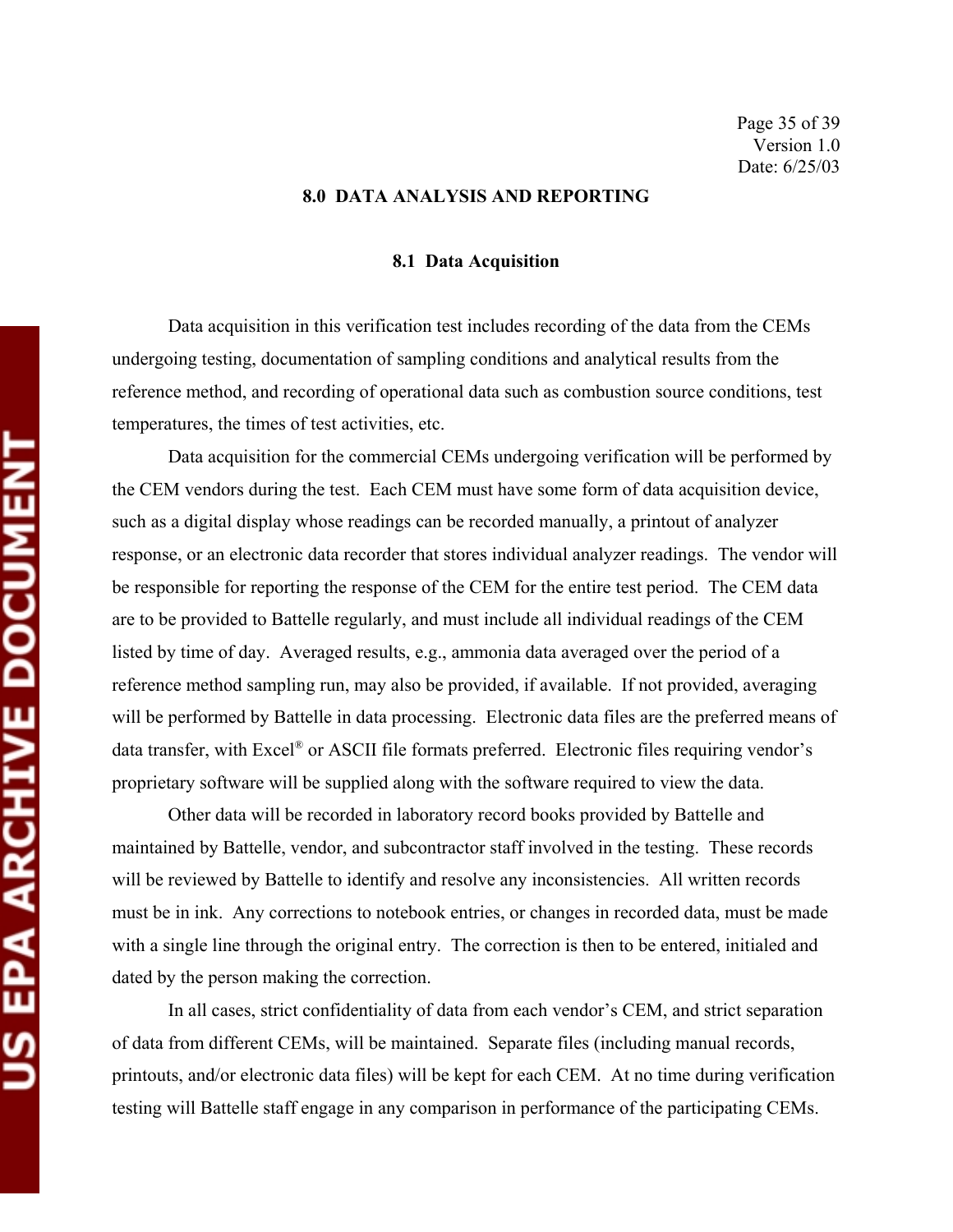## 8.0 DATA ANALYSIS AND REPORTING

### 8.1 Data Acquisition

Data acquisition in this verification test includes recording of the data from the CEMs undergoing testing, documentation of sampling conditions and analytical results from the reference method, and recording of operational data such as combustion source conditions, test temperatures, the times of test activities, etc.

Data acquisition for the commercial CEMs undergoing verification will be performed by the CEM vendors during the test. Each CEM must have some form of data acquisition device, such as a digital display whose readings can be recorded manually, a printout of analyzer response, or an electronic data recorder that stores individual analyzer readings. The vendor will be responsible for reporting the response of the CEM for the entire test period. The CEM data are to be provided to Battelle regularly, and must include all individual readings of the CEM listed by time of day. Averaged results, e.g., ammonia data averaged over the period of a reference method sampling run, may also be provided, if available. If not provided, averaging will be performed by Battelle in data processing. Electronic data files are the preferred means of data transfer, with Excel® or ASCII file formats preferred. Electronic files requiring vendor's proprietary software will be supplied along with the software required to view the data.

Other data will be recorded in laboratory record books provided by Battelle and maintained by Battelle, vendor, and subcontractor staff involved in the testing. These records will be reviewed by Battelle to identify and resolve any inconsistencies. All written records must be in ink. Any corrections to notebook entries, or changes in recorded data, must be made with a single line through the original entry. The correction is then to be entered, initialed and dated by the person making the correction.

In all cases, strict confidentiality of data from each vendor's CEM, and strict separation of data from different CEMs, will be maintained. Separate files (including manual records, printouts, and/or electronic data files) will be kept for each CEM. At no time during verification testing will Battelle staff engage in any comparison in performance of the participating CEMs.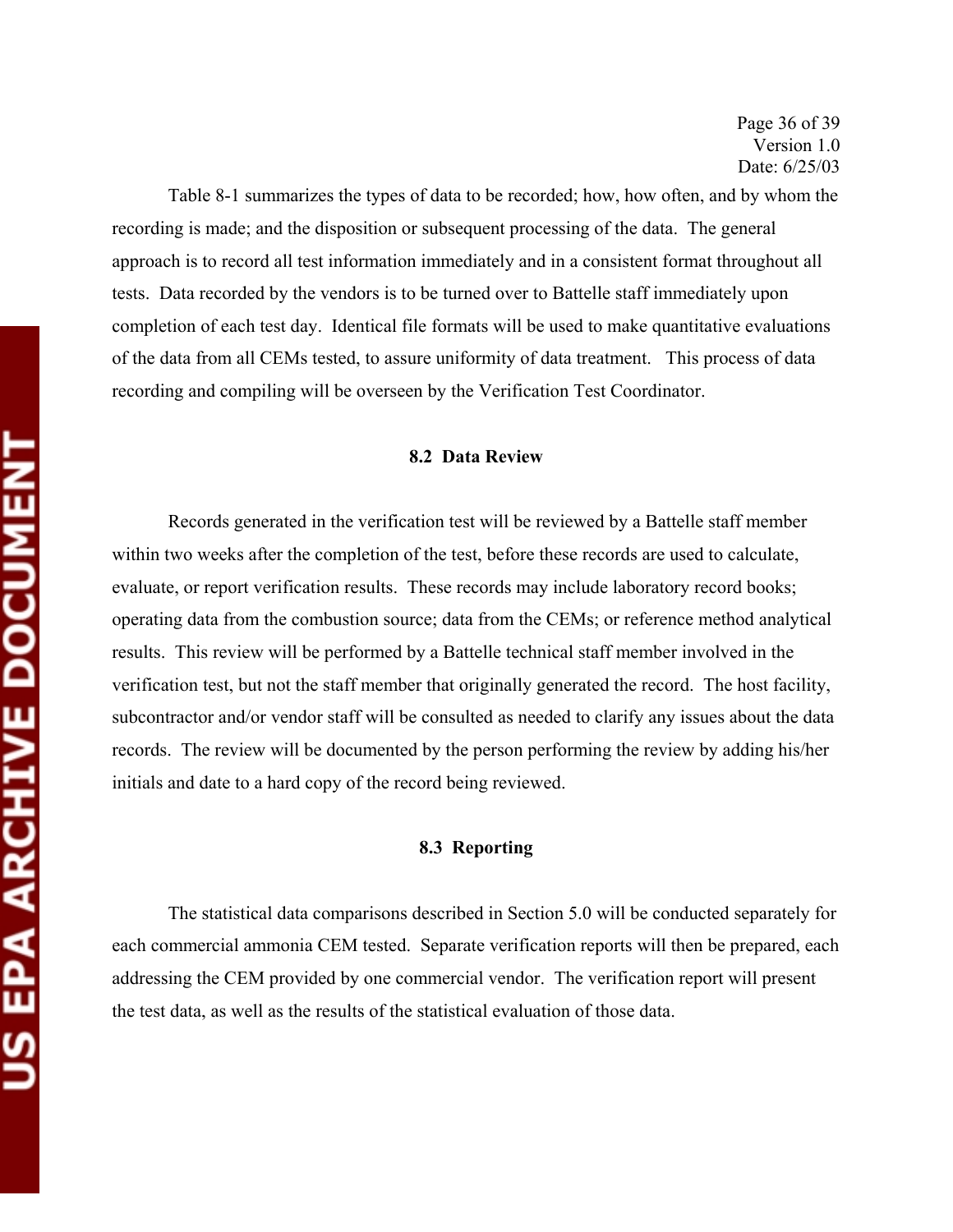Table 8-1 summarizes the types of data to be recorded; how, how often, and by whom the recording is made; and the disposition or subsequent processing of the data. The general approach is to record all test information immediately and in a consistent format throughout all tests. Data recorded by the vendors is to be turned over to Battelle staff immediately upon completion of each test day. Identical file formats will be used to make quantitative evaluations of the data from all CEMs tested, to assure uniformity of data treatment. This process of data recording and compiling will be overseen by the Verification Test Coordinator.

### 8.2 Data Review

Records generated in the verification test will be reviewed by a Battelle staff member within two weeks after the completion of the test, before these records are used to calculate, evaluate, or report verification results. These records may include laboratory record books; operating data from the combustion source; data from the CEMs; or reference method analytical results. This review will be performed by a Battelle technical staff member involved in the verification test, but not the staff member that originally generated the record. The host facility, subcontractor and/or vendor staff will be consulted as needed to clarify any issues about the data records. The review will be documented by the person performing the review by adding his/her initials and date to a hard copy of the record being reviewed.

### 8.3 Reporting

The statistical data comparisons described in Section 5.0 will be conducted separately for each commercial ammonia CEM tested. Separate verification reports will then be prepared, each addressing the CEM provided by one commercial vendor. The verification report will present the test data, as well as the results of the statistical evaluation of those data.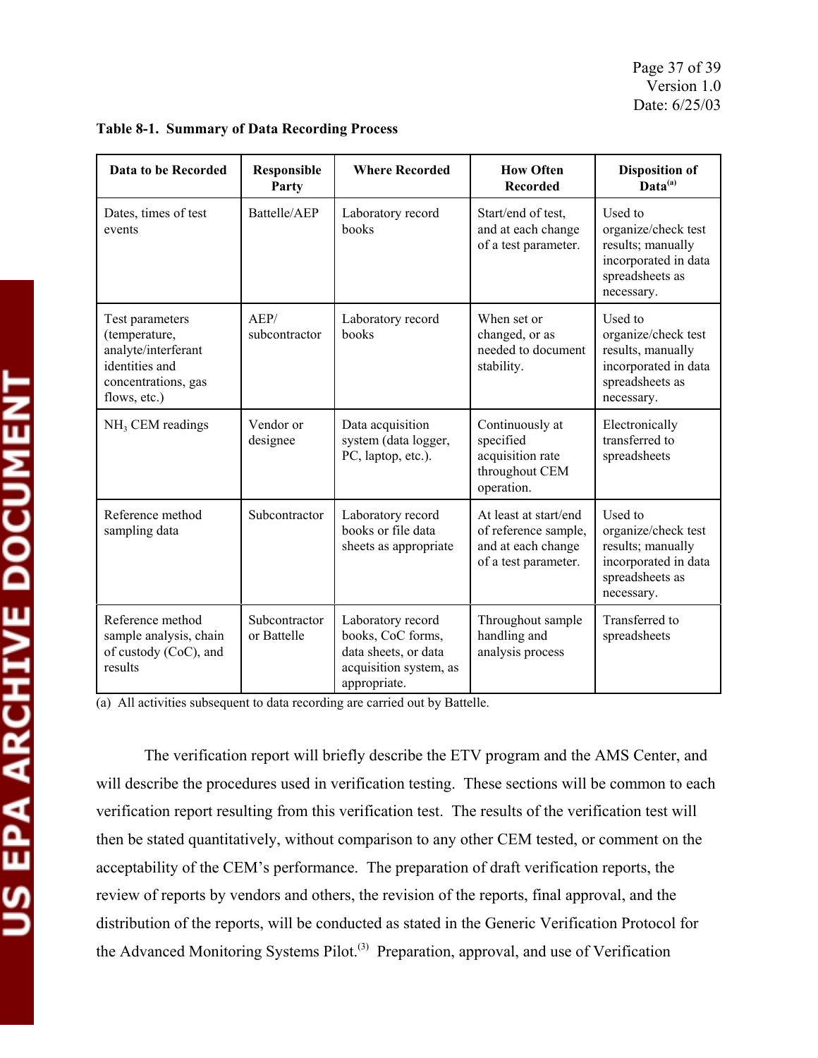**Table 8-1. Summary of Data Recording Process**

| Data to be Recorded | Responsible Party | Where Recorded | How Often Recorded | Disposition of Data[a] |
|---|---|---|---|---|
| Dates, times of test events | Battelle/AEP | Laboratory record books | Start/end of test, and at each change of a test parameter. | Used to organize/check test results; manually incorporated in data spreadsheets as necessary. |
| Test parameters (temperature, analyte/interferant identities and concentrations, gas flows, etc.) | AEP/ subcontractor | Laboratory record books | When set or changed, or as needed to document stability. | Used to organize/check test results, manually incorporated in data spreadsheets as necessary. |
| $NH_3$ CEM readings | Vendor or designee | Data acquisition system (data logger, PC, laptop, etc.). | Continuously at specified acquisition rate throughout CEM operation. | Electronically transferred to spreadsheets |
| Reference method sampling data | Subcontractor | Laboratory record books or file data sheets as appropriate | At least at start/end of reference sample, and at each change of a test parameter. | Used to organize/check test results; manually incorporated in data spreadsheets as necessary. |
| Reference method sample analysis, chain of custody (CoC), and results | Subcontractor or Battelle | Laboratory record books, CoC forms, data sheets, or data acquisition system, as appropriate. | Throughout sample handling and analysis process | Transferred to spreadsheets |

(a) All activities subsequent to data recording are carried out by Battelle.

The verification report will briefly describe the ETV program and the AMS Center, and will describe the procedures used in verification testing. These sections will be common to each verification report resulting from this verification test. The results of the verification test will then be stated quantitatively, without comparison to any other CEM tested, or comment on the acceptability of the CEM's performance. The preparation of draft verification reports, the review of reports by vendors and others, the revision of the reports, final approval, and the distribution of the reports, will be conducted as stated in the Generic Verification Protocol for the Advanced Monitoring Systems Pilot.[3] Preparation, approval, and use of Verification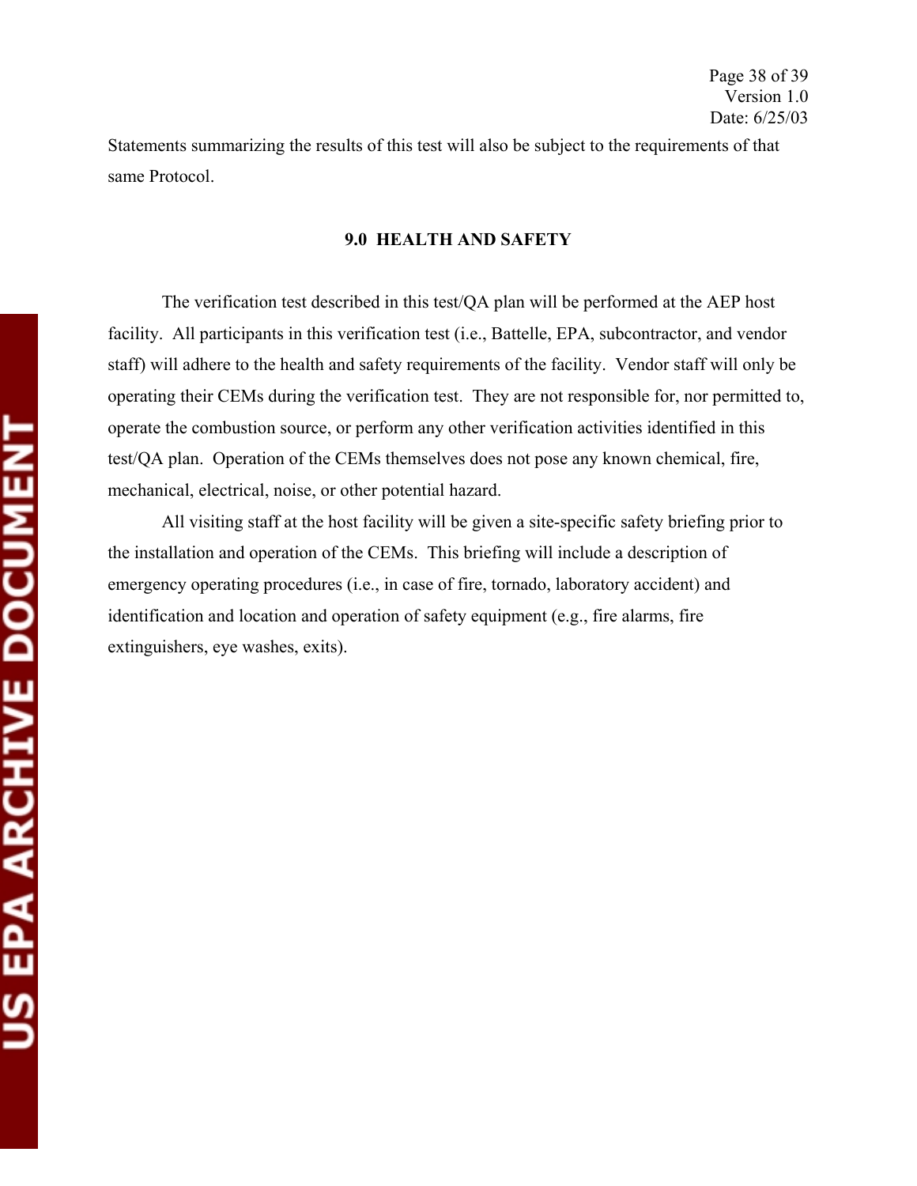Statements summarizing the results of this test will also be subject to the requirements of that same Protocol.

## 9.0 HEALTH AND SAFETY

The verification test described in this test/QA plan will be performed at the AEP host facility. All participants in this verification test (i.e., Battelle, EPA, subcontractor, and vendor staff) will adhere to the health and safety requirements of the facility. Vendor staff will only be operating their CEMs during the verification test. They are not responsible for, nor permitted to, operate the combustion source, or perform any other verification activities identified in this test/QA plan. Operation of the CEMs themselves does not pose any known chemical, fire, mechanical, electrical, noise, or other potential hazard.

All visiting staff at the host facility will be given a site-specific safety briefing prior to the installation and operation of the CEMs. This briefing will include a description of emergency operating procedures (i.e., in case of fire, tornado, laboratory accident) and identification and location and operation of safety equipment (e.g., fire alarms, fire extinguishers, eye washes, exits).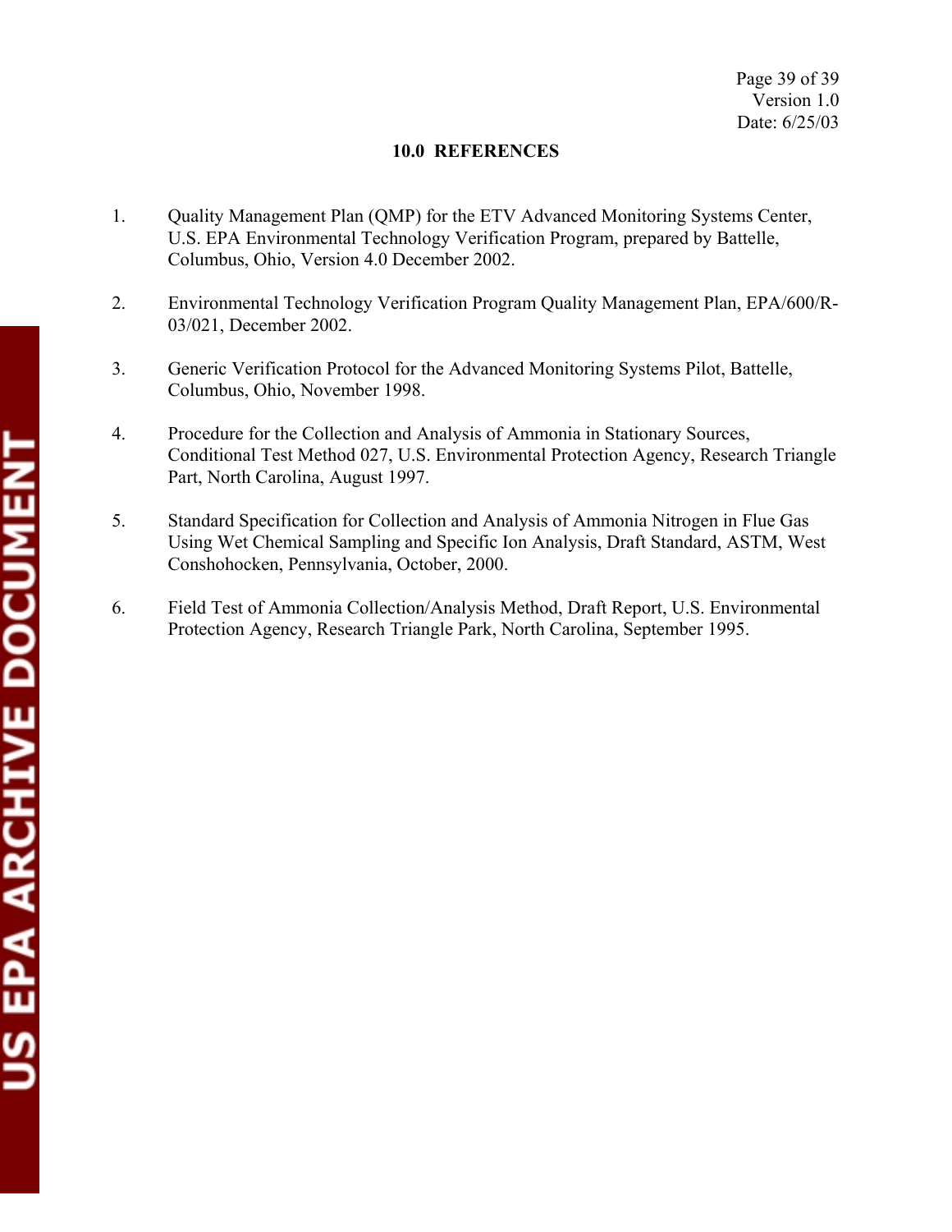## 10.0 REFERENCES

1. Quality Management Plan (QMP) for the ETV Advanced Monitoring Systems Center, U.S. EPA Environmental Technology Verification Program, prepared by Battelle, Columbus, Ohio, Version 4.0 December 2002.

2. Environmental Technology Verification Program Quality Management Plan, EPA/600/R-03/021, December 2002.

3. Generic Verification Protocol for the Advanced Monitoring Systems Pilot, Battelle, Columbus, Ohio, November 1998.

4. Procedure for the Collection and Analysis of Ammonia in Stationary Sources, Conditional Test Method 027, U.S. Environmental Protection Agency, Research Triangle Part, North Carolina, August 1997.

5. Standard Specification for Collection and Analysis of Ammonia Nitrogen in Flue Gas Using Wet Chemical Sampling and Specific Ion Analysis, Draft Standard, ASTM, West Conshohocken, Pennsylvania, October, 2000.

6. Field Test of Ammonia Collection/Analysis Method, Draft Report, U.S. Environmental Protection Agency, Research Triangle Park, North Carolina, September 1995.